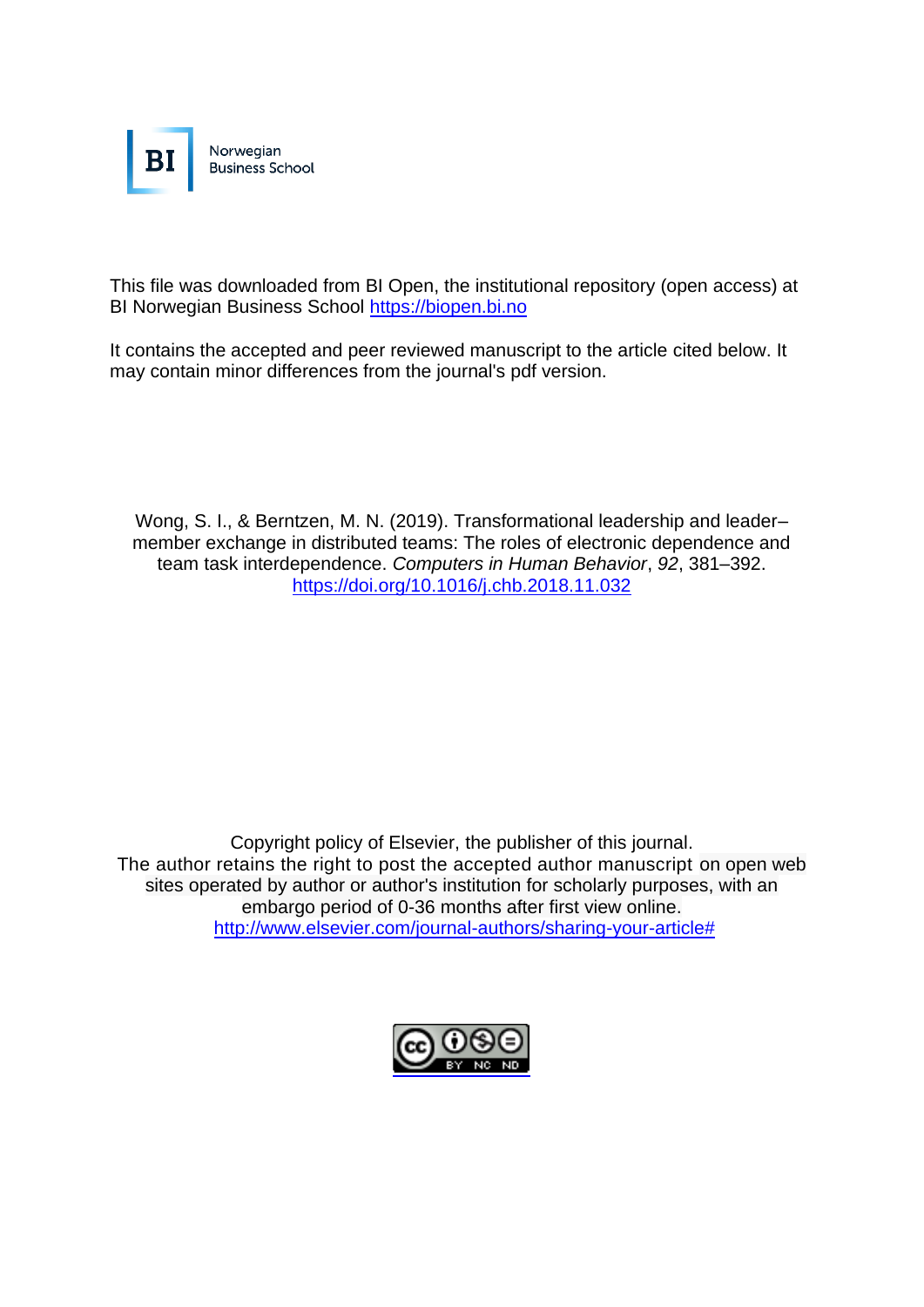This file was downloaded from BI Open, the institutional repository (open access) at BI Norwegian Business School https://biopen.bi.no

It contains the accepted and peer reviewed manuscript to the article cited below. It may contain minor differences from the journal's pdf version.

Wong, S. I., & Berntzen, M. N. (2019). Transformational leadership and leader–member exchange in distributed teams: The roles of electronic dependence and team task interdependence. *Computers in Human Behavior*, *92*, 381–392. https://doi.org/10.1016/j.chb.2018.11.032

Copyright policy of Elsevier, the publisher of this journal. The author retains the right to post the accepted author manuscript on open web sites operated by author or author's institution for scholarly purposes, with an embargo period of 0-36 months after first view online. http://www.elsevier.com/journal-authors/sharing-your-article#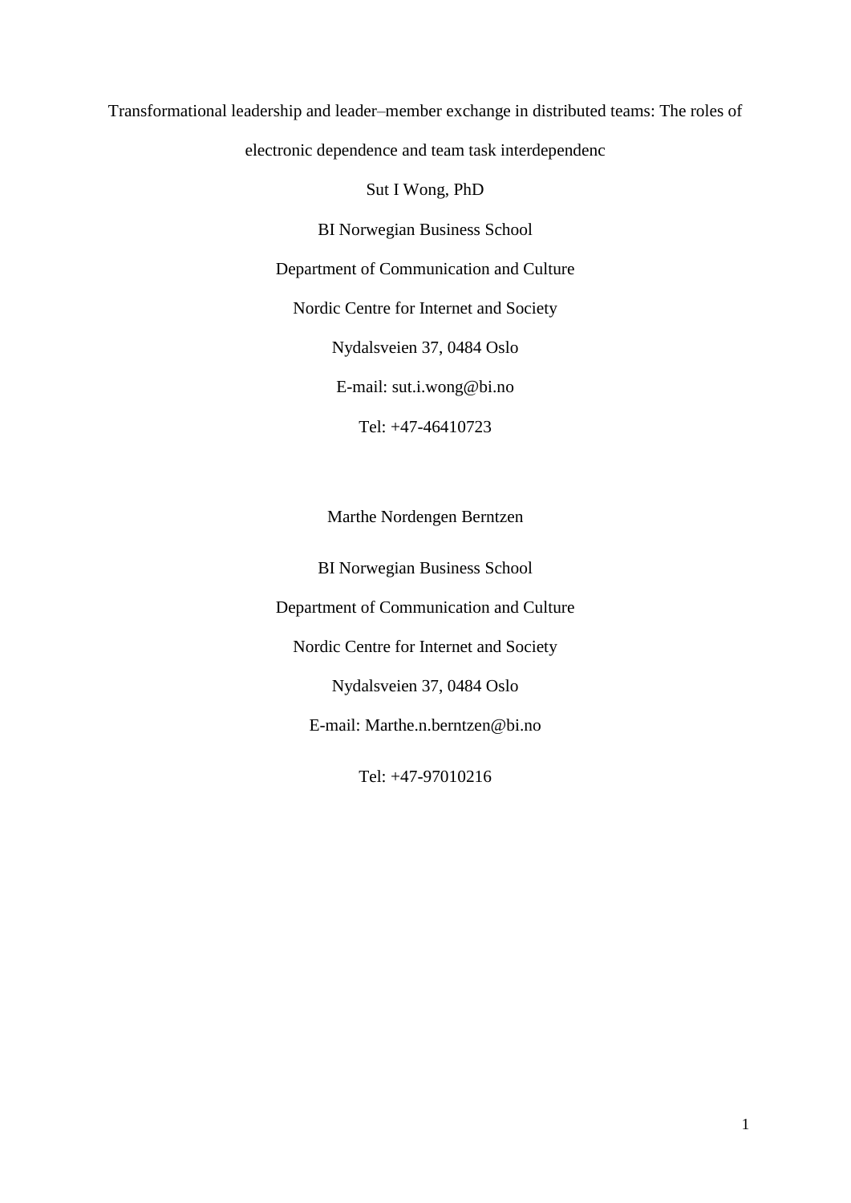Transformational leadership and leader–member exchange in distributed teams: The roles of electronic dependence and team task interdependenc

Sut I Wong, PhD

BI Norwegian Business School

Department of Communication and Culture

Nordic Centre for Internet and Society

Nydalsveien 37, 0484 Oslo

E-mail: sut.i.wong@bi.no

Tel: +47-46410723

Marthe Nordengen Berntzen

BI Norwegian Business School

Department of Communication and Culture

Nordic Centre for Internet and Society

Nydalsveien 37, 0484 Oslo

E-mail: Marthe.n.berntzen@bi.no

Tel: +47-97010216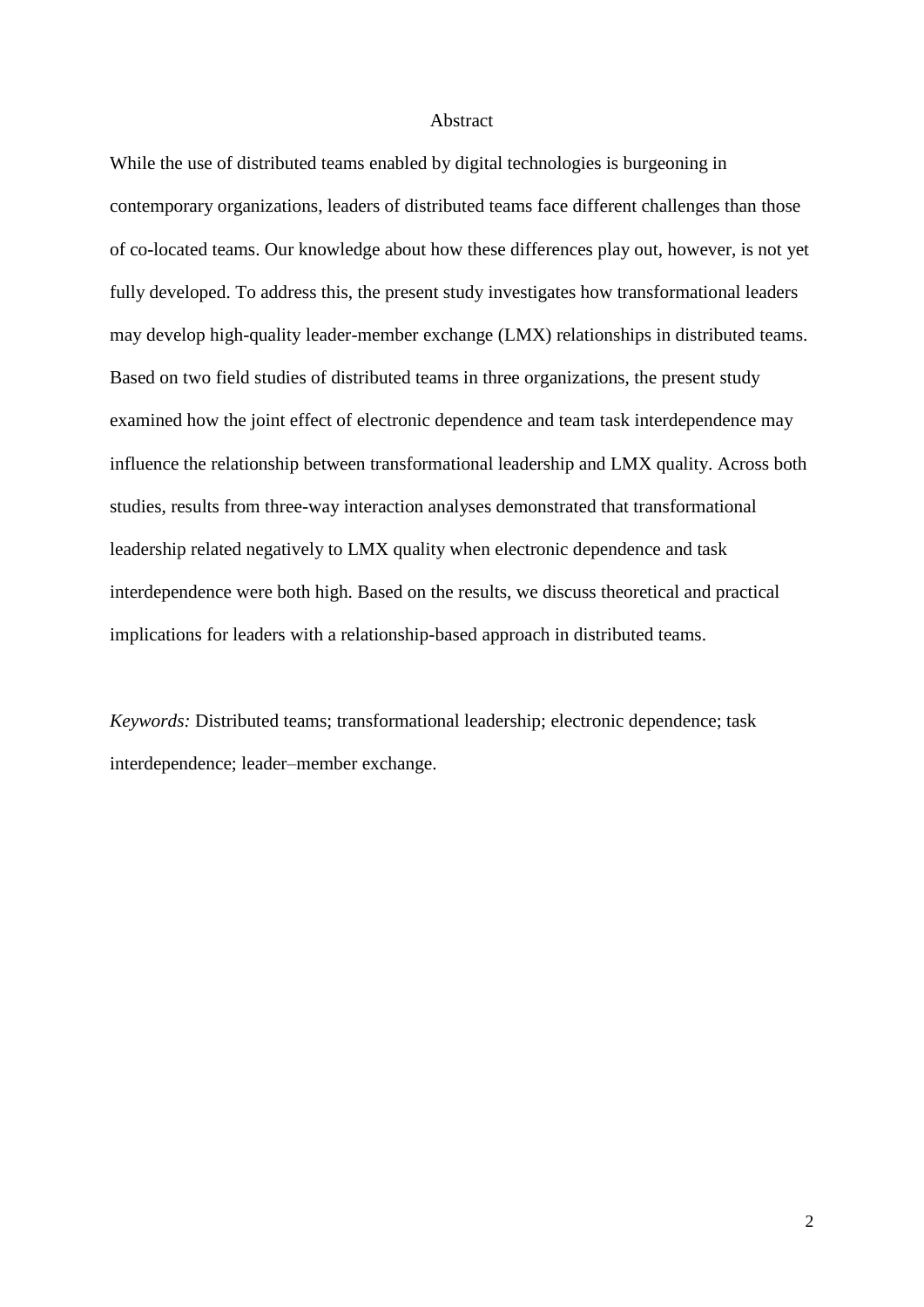## Abstract

While the use of distributed teams enabled by digital technologies is burgeoning in contemporary organizations, leaders of distributed teams face different challenges than those of co-located teams. Our knowledge about how these differences play out, however, is not yet fully developed. To address this, the present study investigates how transformational leaders may develop high-quality leader-member exchange (LMX) relationships in distributed teams. Based on two field studies of distributed teams in three organizations, the present study examined how the joint effect of electronic dependence and team task interdependence may influence the relationship between transformational leadership and LMX quality. Across both studies, results from three-way interaction analyses demonstrated that transformational leadership related negatively to LMX quality when electronic dependence and task interdependence were both high. Based on the results, we discuss theoretical and practical implications for leaders with a relationship-based approach in distributed teams.

*Keywords:* Distributed teams; transformational leadership; electronic dependence; task interdependence; leader–member exchange.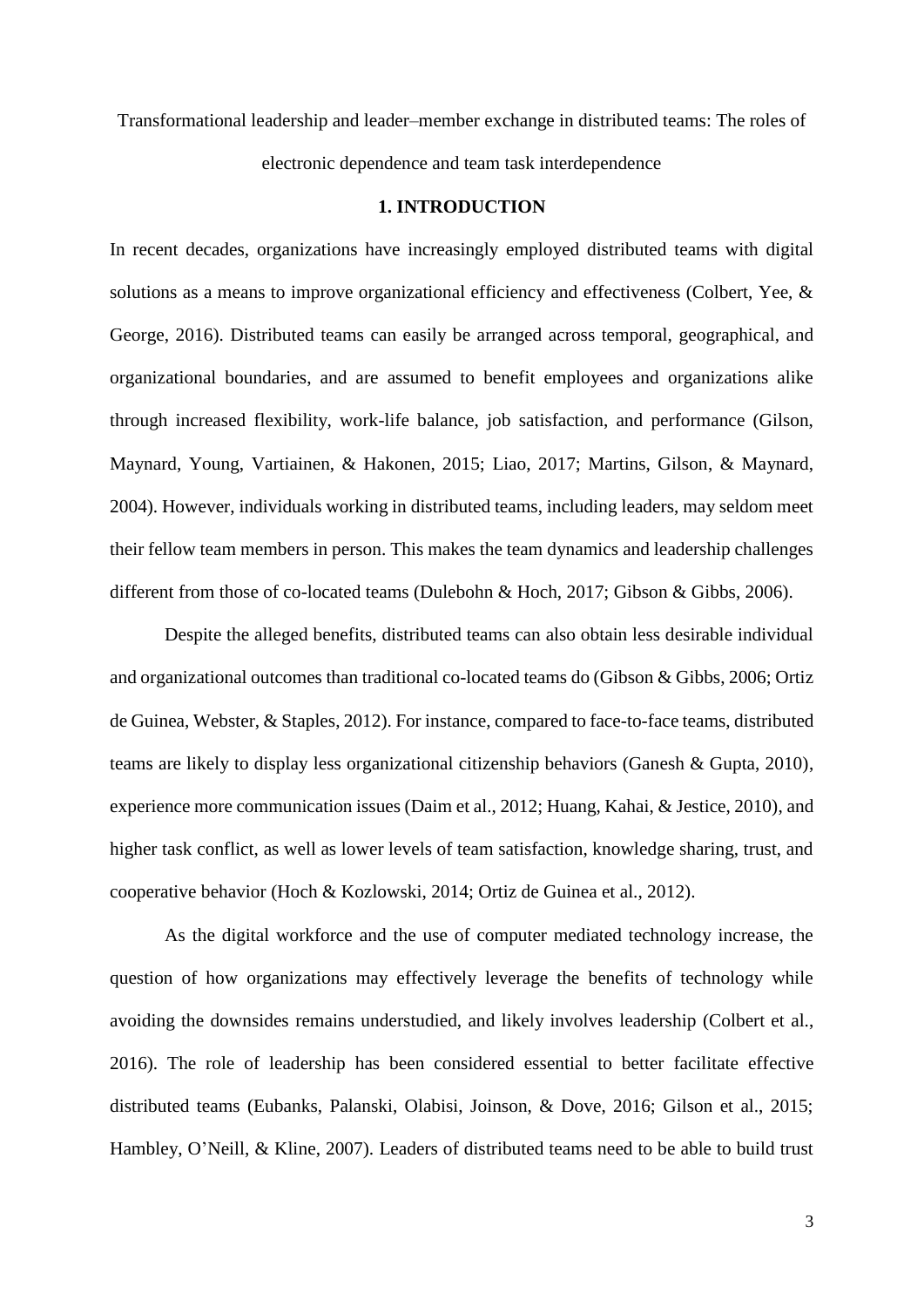Transformational leadership and leader–member exchange in distributed teams: The roles of electronic dependence and team task interdependence

## 1. INTRODUCTION

In recent decades, organizations have increasingly employed distributed teams with digital solutions as a means to improve organizational efficiency and effectiveness (Colbert, Yee, & George, 2016). Distributed teams can easily be arranged across temporal, geographical, and organizational boundaries, and are assumed to benefit employees and organizations alike through increased flexibility, work-life balance, job satisfaction, and performance (Gilson, Maynard, Young, Vartiainen, & Hakonen, 2015; Liao, 2017; Martins, Gilson, & Maynard, 2004). However, individuals working in distributed teams, including leaders, may seldom meet their fellow team members in person. This makes the team dynamics and leadership challenges different from those of co-located teams (Dulebohn & Hoch, 2017; Gibson & Gibbs, 2006).

Despite the alleged benefits, distributed teams can also obtain less desirable individual and organizational outcomes than traditional co-located teams do (Gibson & Gibbs, 2006; Ortiz de Guinea, Webster, & Staples, 2012). For instance, compared to face-to-face teams, distributed teams are likely to display less organizational citizenship behaviors (Ganesh & Gupta, 2010), experience more communication issues (Daim et al., 2012; Huang, Kahai, & Jestice, 2010), and higher task conflict, as well as lower levels of team satisfaction, knowledge sharing, trust, and cooperative behavior (Hoch & Kozlowski, 2014; Ortiz de Guinea et al., 2012).

As the digital workforce and the use of computer mediated technology increase, the question of how organizations may effectively leverage the benefits of technology while avoiding the downsides remains understudied, and likely involves leadership (Colbert et al., 2016). The role of leadership has been considered essential to better facilitate effective distributed teams (Eubanks, Palanski, Olabisi, Joinson, & Dove, 2016; Gilson et al., 2015; Hambley, O'Neill, & Kline, 2007). Leaders of distributed teams need to be able to build trust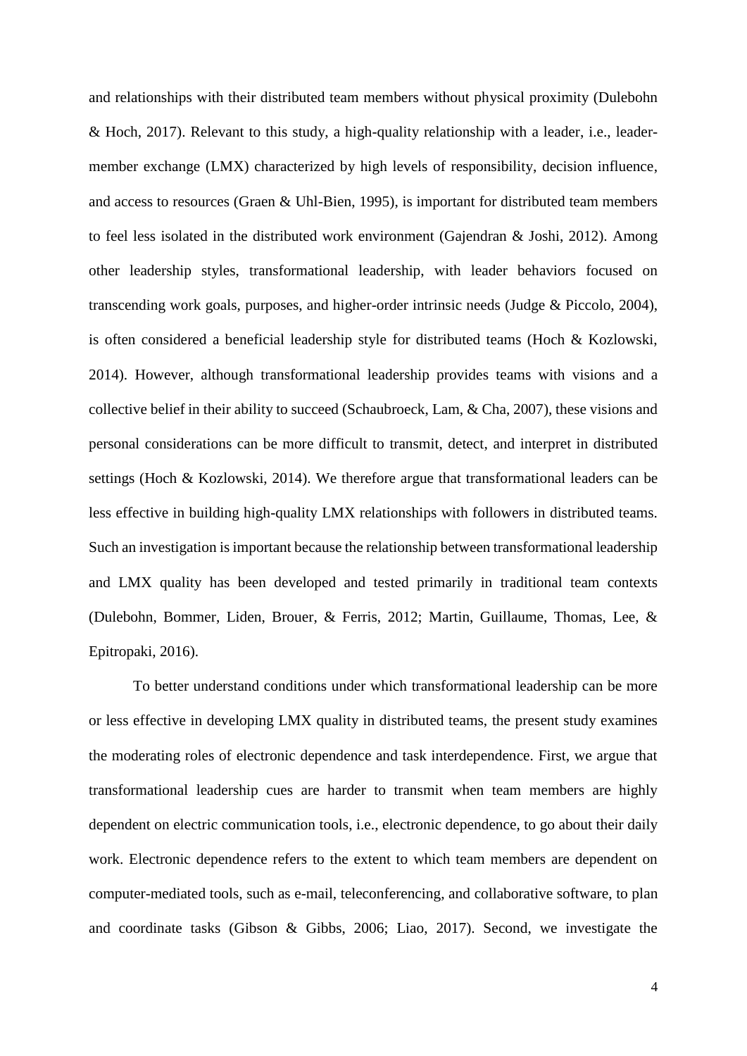and relationships with their distributed team members without physical proximity (Dulebohn & Hoch, 2017). Relevant to this study, a high-quality relationship with a leader, i.e., leader-member exchange (LMX) characterized by high levels of responsibility, decision influence, and access to resources (Graen & Uhl-Bien, 1995), is important for distributed team members to feel less isolated in the distributed work environment (Gajendran & Joshi, 2012). Among other leadership styles, transformational leadership, with leader behaviors focused on transcending work goals, purposes, and higher-order intrinsic needs (Judge & Piccolo, 2004), is often considered a beneficial leadership style for distributed teams (Hoch & Kozlowski, 2014). However, although transformational leadership provides teams with visions and a collective belief in their ability to succeed (Schaubroeck, Lam, & Cha, 2007), these visions and personal considerations can be more difficult to transmit, detect, and interpret in distributed settings (Hoch & Kozlowski, 2014). We therefore argue that transformational leaders can be less effective in building high-quality LMX relationships with followers in distributed teams. Such an investigation is important because the relationship between transformational leadership and LMX quality has been developed and tested primarily in traditional team contexts (Dulebohn, Bommer, Liden, Brouer, & Ferris, 2012; Martin, Guillaume, Thomas, Lee, & Epitropaki, 2016).

To better understand conditions under which transformational leadership can be more or less effective in developing LMX quality in distributed teams, the present study examines the moderating roles of electronic dependence and task interdependence. First, we argue that transformational leadership cues are harder to transmit when team members are highly dependent on electric communication tools, i.e., electronic dependence, to go about their daily work. Electronic dependence refers to the extent to which team members are dependent on computer-mediated tools, such as e-mail, teleconferencing, and collaborative software, to plan and coordinate tasks (Gibson & Gibbs, 2006; Liao, 2017). Second, we investigate the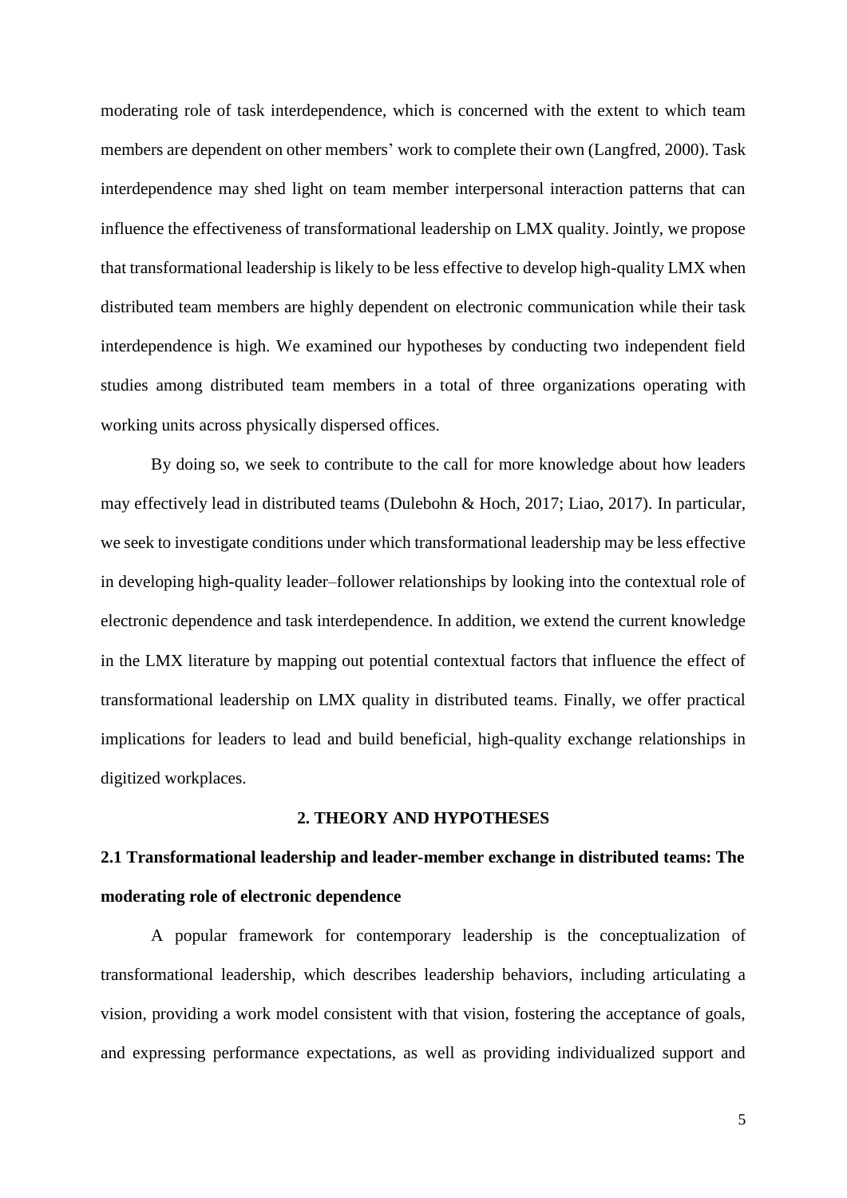moderating role of task interdependence, which is concerned with the extent to which team members are dependent on other members' work to complete their own (Langfred, 2000). Task interdependence may shed light on team member interpersonal interaction patterns that can influence the effectiveness of transformational leadership on LMX quality. Jointly, we propose that transformational leadership is likely to be less effective to develop high-quality LMX when distributed team members are highly dependent on electronic communication while their task interdependence is high. We examined our hypotheses by conducting two independent field studies among distributed team members in a total of three organizations operating with working units across physically dispersed offices.

By doing so, we seek to contribute to the call for more knowledge about how leaders may effectively lead in distributed teams (Dulebohn & Hoch, 2017; Liao, 2017). In particular, we seek to investigate conditions under which transformational leadership may be less effective in developing high-quality leader–follower relationships by looking into the contextual role of electronic dependence and task interdependence. In addition, we extend the current knowledge in the LMX literature by mapping out potential contextual factors that influence the effect of transformational leadership on LMX quality in distributed teams. Finally, we offer practical implications for leaders to lead and build beneficial, high-quality exchange relationships in digitized workplaces.

## 2. THEORY AND HYPOTHESES

### 2.1 Transformational leadership and leader-member exchange in distributed teams: The moderating role of electronic dependence

A popular framework for contemporary leadership is the conceptualization of transformational leadership, which describes leadership behaviors, including articulating a vision, providing a work model consistent with that vision, fostering the acceptance of goals, and expressing performance expectations, as well as providing individualized support and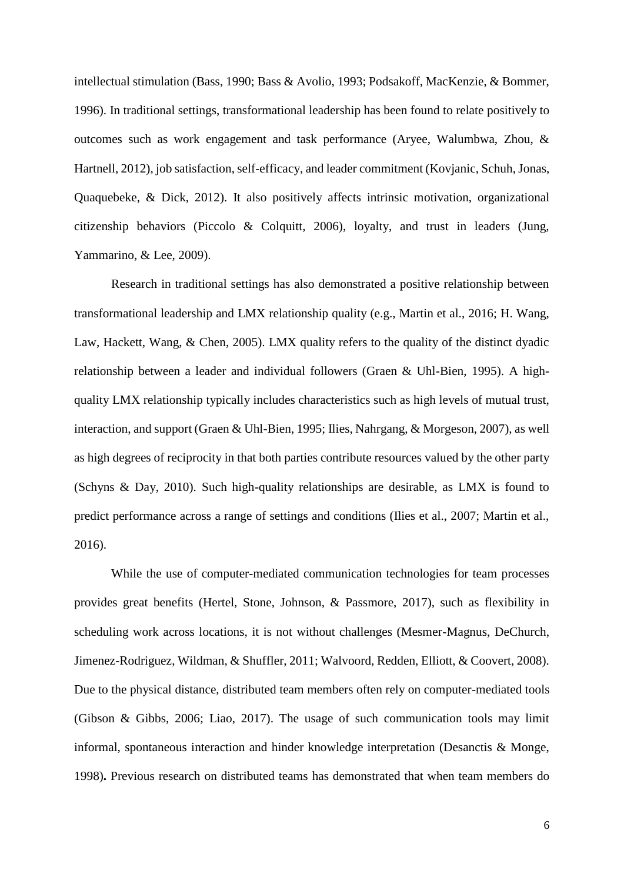intellectual stimulation (Bass, 1990; Bass & Avolio, 1993; Podsakoff, MacKenzie, & Bommer, 1996). In traditional settings, transformational leadership has been found to relate positively to outcomes such as work engagement and task performance (Aryee, Walumbwa, Zhou, & Hartnell, 2012), job satisfaction, self-efficacy, and leader commitment (Kovjanic, Schuh, Jonas, Quaquebeke, & Dick, 2012). It also positively affects intrinsic motivation, organizational citizenship behaviors (Piccolo & Colquitt, 2006), loyalty, and trust in leaders (Jung, Yammarino, & Lee, 2009).

Research in traditional settings has also demonstrated a positive relationship between transformational leadership and LMX relationship quality (e.g., Martin et al., 2016; H. Wang, Law, Hackett, Wang, & Chen, 2005). LMX quality refers to the quality of the distinct dyadic relationship between a leader and individual followers (Graen & Uhl-Bien, 1995). A high-quality LMX relationship typically includes characteristics such as high levels of mutual trust, interaction, and support (Graen & Uhl-Bien, 1995; Ilies, Nahrgang, & Morgeson, 2007), as well as high degrees of reciprocity in that both parties contribute resources valued by the other party (Schyns & Day, 2010). Such high-quality relationships are desirable, as LMX is found to predict performance across a range of settings and conditions (Ilies et al., 2007; Martin et al., 2016).

While the use of computer-mediated communication technologies for team processes provides great benefits (Hertel, Stone, Johnson, & Passmore, 2017), such as flexibility in scheduling work across locations, it is not without challenges (Mesmer-Magnus, DeChurch, Jimenez-Rodriguez, Wildman, & Shuffler, 2011; Walvoord, Redden, Elliott, & Coovert, 2008). Due to the physical distance, distributed team members often rely on computer-mediated tools (Gibson & Gibbs, 2006; Liao, 2017). The usage of such communication tools may limit informal, spontaneous interaction and hinder knowledge interpretation (Desanctis & Monge, 1998). Previous research on distributed teams has demonstrated that when team members do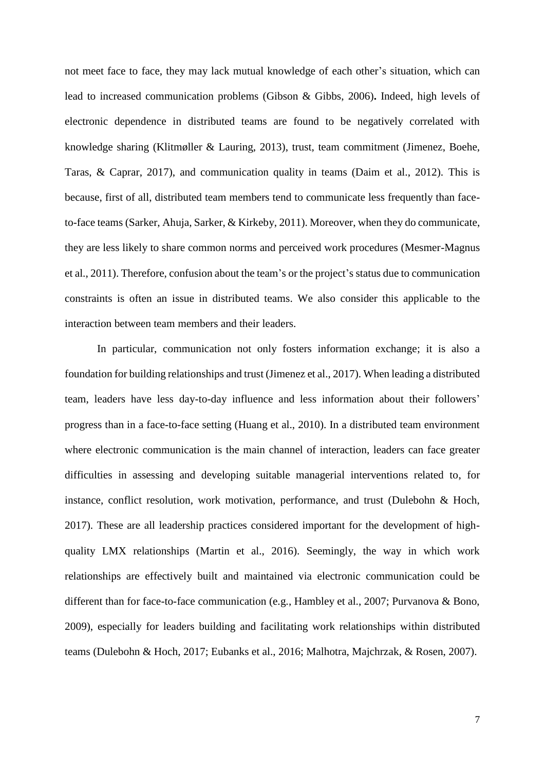not meet face to face, they may lack mutual knowledge of each other's situation, which can lead to increased communication problems (Gibson & Gibbs, 2006)**.** Indeed, high levels of electronic dependence in distributed teams are found to be negatively correlated with knowledge sharing (Klitmøller & Lauring, 2013), trust, team commitment (Jimenez, Boehe, Taras, & Caprar, 2017), and communication quality in teams (Daim et al., 2012). This is because, first of all, distributed team members tend to communicate less frequently than face-to-face teams (Sarker, Ahuja, Sarker, & Kirkeby, 2011). Moreover, when they do communicate, they are less likely to share common norms and perceived work procedures (Mesmer-Magnus et al., 2011). Therefore, confusion about the team's or the project's status due to communication constraints is often an issue in distributed teams. We also consider this applicable to the interaction between team members and their leaders.

In particular, communication not only fosters information exchange; it is also a foundation for building relationships and trust (Jimenez et al., 2017). When leading a distributed team, leaders have less day-to-day influence and less information about their followers' progress than in a face-to-face setting (Huang et al., 2010). In a distributed team environment where electronic communication is the main channel of interaction, leaders can face greater difficulties in assessing and developing suitable managerial interventions related to, for instance, conflict resolution, work motivation, performance, and trust (Dulebohn & Hoch, 2017). These are all leadership practices considered important for the development of high-quality LMX relationships (Martin et al., 2016). Seemingly, the way in which work relationships are effectively built and maintained via electronic communication could be different than for face-to-face communication (e.g., Hambley et al., 2007; Purvanova & Bono, 2009), especially for leaders building and facilitating work relationships within distributed teams (Dulebohn & Hoch, 2017; Eubanks et al., 2016; Malhotra, Majchrzak, & Rosen, 2007).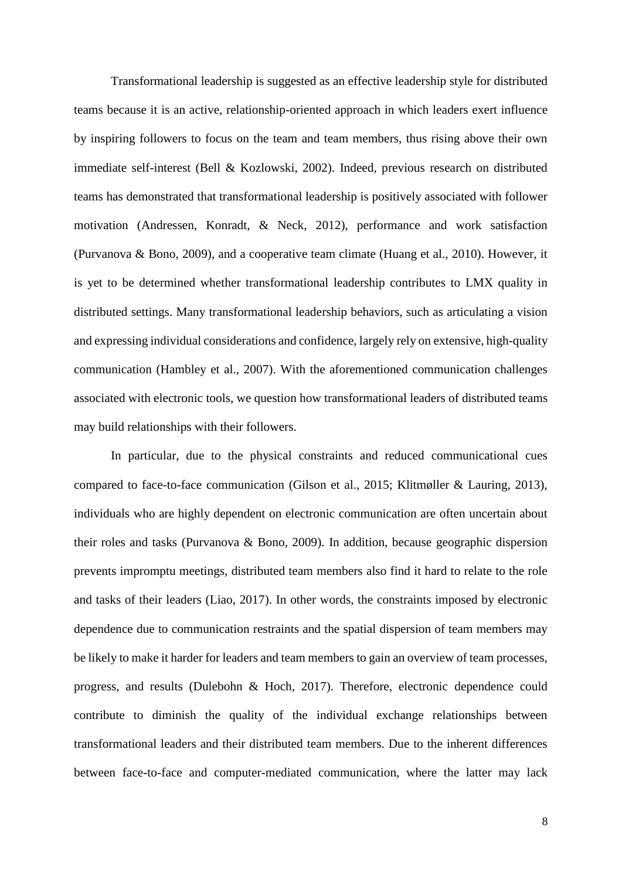Transformational leadership is suggested as an effective leadership style for distributed teams because it is an active, relationship-oriented approach in which leaders exert influence by inspiring followers to focus on the team and team members, thus rising above their own immediate self-interest (Bell & Kozlowski, 2002). Indeed, previous research on distributed teams has demonstrated that transformational leadership is positively associated with follower motivation (Andressen, Konradt, & Neck, 2012), performance and work satisfaction (Purvanova & Bono, 2009), and a cooperative team climate (Huang et al., 2010). However, it is yet to be determined whether transformational leadership contributes to LMX quality in distributed settings. Many transformational leadership behaviors, such as articulating a vision and expressing individual considerations and confidence, largely rely on extensive, high-quality communication (Hambley et al., 2007). With the aforementioned communication challenges associated with electronic tools, we question how transformational leaders of distributed teams may build relationships with their followers.

In particular, due to the physical constraints and reduced communicational cues compared to face-to-face communication (Gilson et al., 2015; Klitmøller & Lauring, 2013), individuals who are highly dependent on electronic communication are often uncertain about their roles and tasks (Purvanova & Bono, 2009). In addition, because geographic dispersion prevents impromptu meetings, distributed team members also find it hard to relate to the role and tasks of their leaders (Liao, 2017). In other words, the constraints imposed by electronic dependence due to communication restraints and the spatial dispersion of team members may be likely to make it harder for leaders and team members to gain an overview of team processes, progress, and results (Dulebohn & Hoch, 2017). Therefore, electronic dependence could contribute to diminish the quality of the individual exchange relationships between transformational leaders and their distributed team members. Due to the inherent differences between face-to-face and computer-mediated communication, where the latter may lack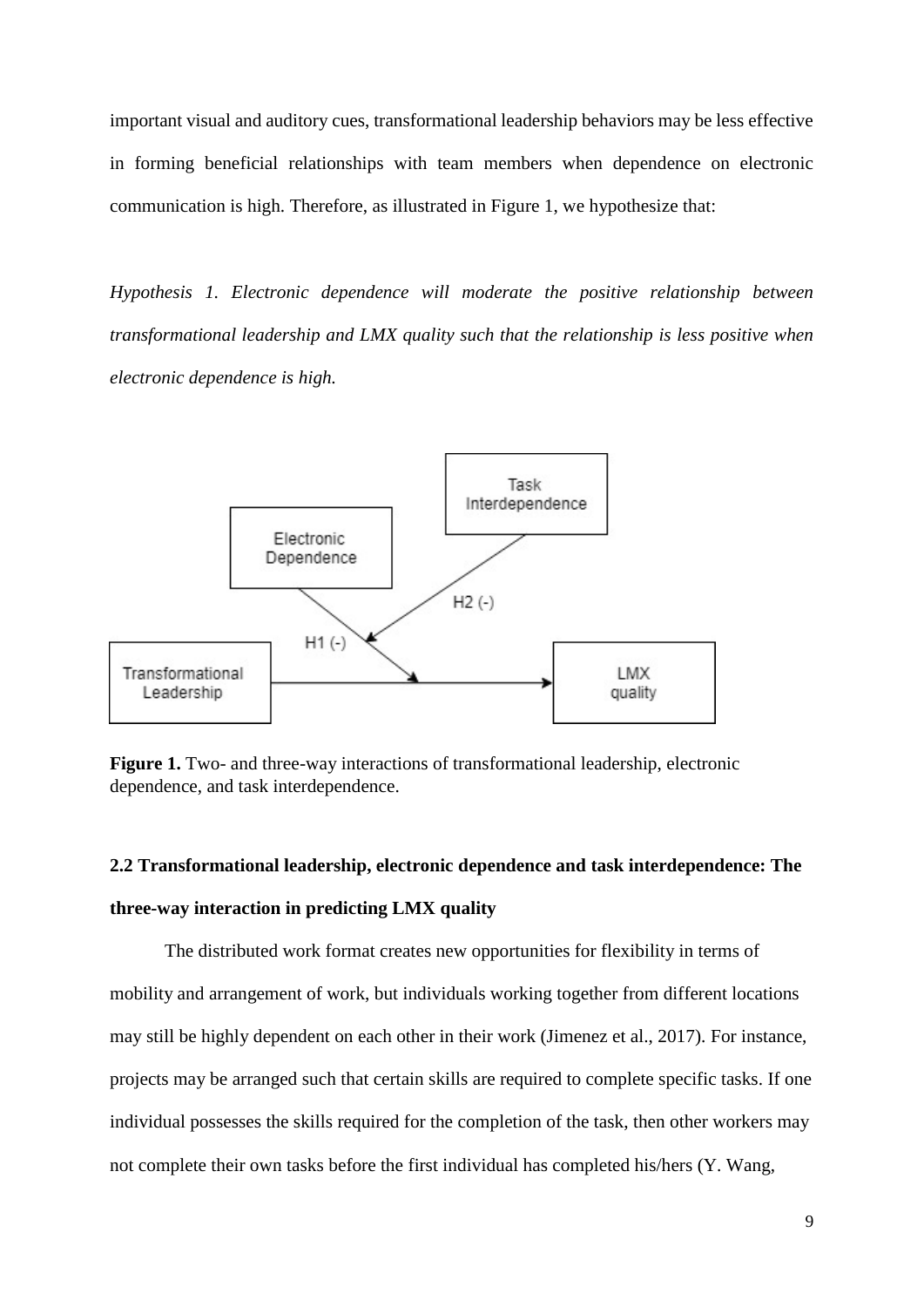important visual and auditory cues, transformational leadership behaviors may be less effective in forming beneficial relationships with team members when dependence on electronic communication is high. Therefore, as illustrated in Figure 1, we hypothesize that:

*Hypothesis 1. Electronic dependence will moderate the positive relationship between transformational leadership and LMX quality such that the relationship is less positive when electronic dependence is high.*

**Figure 1.** Two- and three-way interactions of transformational leadership, electronic dependence, and task interdependence.

## 2.2 Transformational leadership, electronic dependence and task interdependence: The three-way interaction in predicting LMX quality

The distributed work format creates new opportunities for flexibility in terms of mobility and arrangement of work, but individuals working together from different locations may still be highly dependent on each other in their work (Jimenez et al., 2017). For instance, projects may be arranged such that certain skills are required to complete specific tasks. If one individual possesses the skills required for the completion of the task, then other workers may not complete their own tasks before the first individual has completed his/hers (Y. Wang,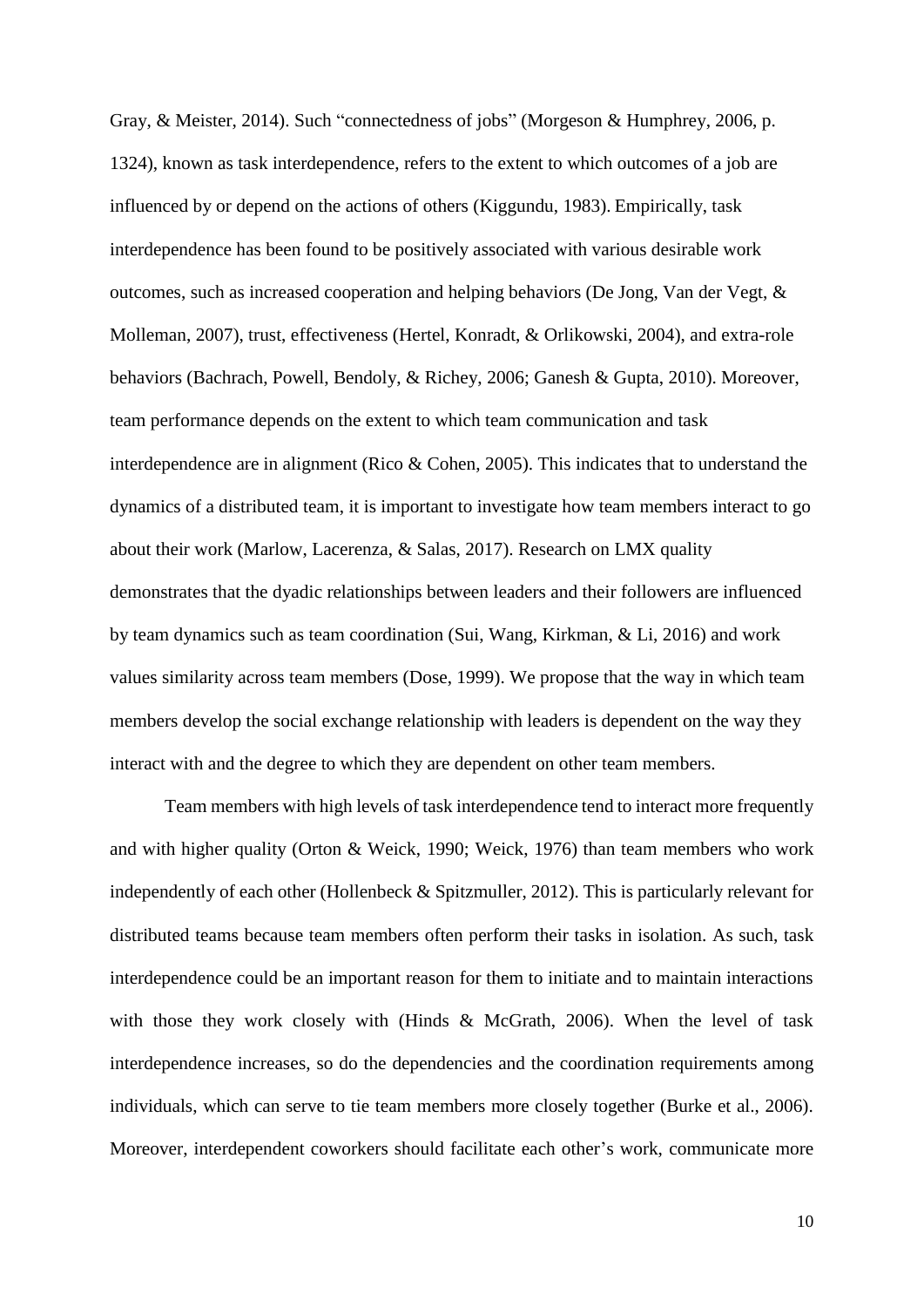Gray, & Meister, 2014). Such "connectedness of jobs" (Morgeson & Humphrey, 2006, p. 1324), known as task interdependence, refers to the extent to which outcomes of a job are influenced by or depend on the actions of others (Kiggundu, 1983). Empirically, task interdependence has been found to be positively associated with various desirable work outcomes, such as increased cooperation and helping behaviors (De Jong, Van der Vegt, & Molleman, 2007), trust, effectiveness (Hertel, Konradt, & Orlikowski, 2004), and extra-role behaviors (Bachrach, Powell, Bendoly, & Richey, 2006; Ganesh & Gupta, 2010). Moreover, team performance depends on the extent to which team communication and task interdependence are in alignment (Rico & Cohen, 2005). This indicates that to understand the dynamics of a distributed team, it is important to investigate how team members interact to go about their work (Marlow, Lacerenza, & Salas, 2017). Research on LMX quality demonstrates that the dyadic relationships between leaders and their followers are influenced by team dynamics such as team coordination (Sui, Wang, Kirkman, & Li, 2016) and work values similarity across team members (Dose, 1999). We propose that the way in which team members develop the social exchange relationship with leaders is dependent on the way they interact with and the degree to which they are dependent on other team members.

Team members with high levels of task interdependence tend to interact more frequently and with higher quality (Orton & Weick, 1990; Weick, 1976) than team members who work independently of each other (Hollenbeck & Spitzmuller, 2012). This is particularly relevant for distributed teams because team members often perform their tasks in isolation. As such, task interdependence could be an important reason for them to initiate and to maintain interactions with those they work closely with (Hinds & McGrath, 2006). When the level of task interdependence increases, so do the dependencies and the coordination requirements among individuals, which can serve to tie team members more closely together (Burke et al., 2006). Moreover, interdependent coworkers should facilitate each other's work, communicate more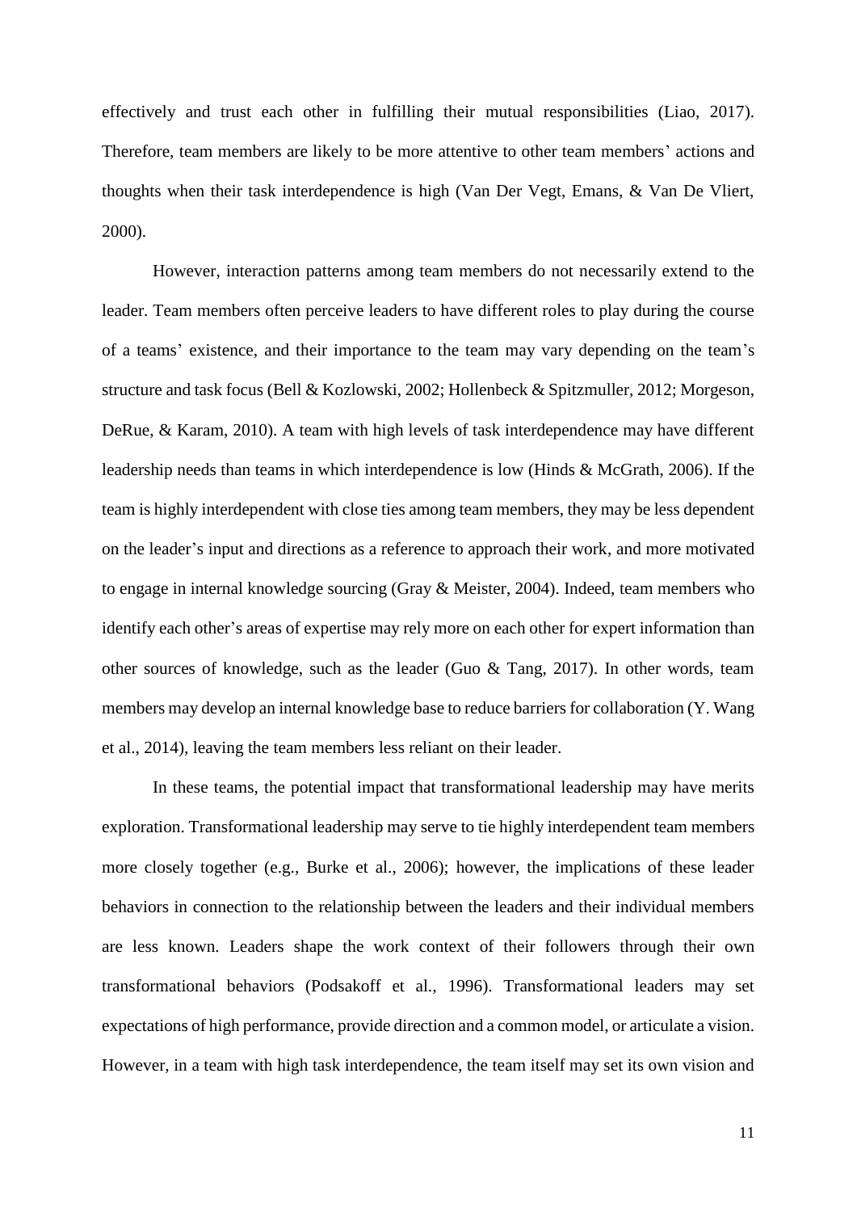effectively and trust each other in fulfilling their mutual responsibilities (Liao, 2017). Therefore, team members are likely to be more attentive to other team members' actions and thoughts when their task interdependence is high (Van Der Vegt, Emans, & Van De Vliert, 2000).

However, interaction patterns among team members do not necessarily extend to the leader. Team members often perceive leaders to have different roles to play during the course of a teams' existence, and their importance to the team may vary depending on the team's structure and task focus (Bell & Kozlowski, 2002; Hollenbeck & Spitzmuller, 2012; Morgeson, DeRue, & Karam, 2010). A team with high levels of task interdependence may have different leadership needs than teams in which interdependence is low (Hinds & McGrath, 2006). If the team is highly interdependent with close ties among team members, they may be less dependent on the leader's input and directions as a reference to approach their work, and more motivated to engage in internal knowledge sourcing (Gray & Meister, 2004). Indeed, team members who identify each other's areas of expertise may rely more on each other for expert information than other sources of knowledge, such as the leader (Guo & Tang, 2017). In other words, team members may develop an internal knowledge base to reduce barriers for collaboration (Y. Wang et al., 2014), leaving the team members less reliant on their leader.

In these teams, the potential impact that transformational leadership may have merits exploration. Transformational leadership may serve to tie highly interdependent team members more closely together (e.g., Burke et al., 2006); however, the implications of these leader behaviors in connection to the relationship between the leaders and their individual members are less known. Leaders shape the work context of their followers through their own transformational behaviors (Podsakoff et al., 1996). Transformational leaders may set expectations of high performance, provide direction and a common model, or articulate a vision. However, in a team with high task interdependence, the team itself may set its own vision and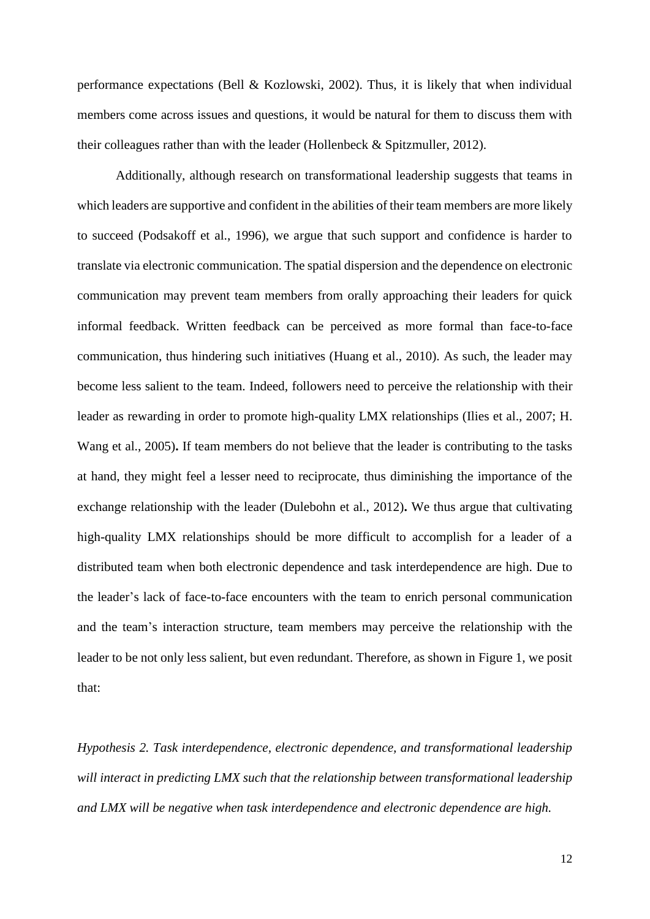performance expectations (Bell & Kozlowski, 2002). Thus, it is likely that when individual members come across issues and questions, it would be natural for them to discuss them with their colleagues rather than with the leader (Hollenbeck & Spitzmuller, 2012).

Additionally, although research on transformational leadership suggests that teams in which leaders are supportive and confident in the abilities of their team members are more likely to succeed (Podsakoff et al., 1996), we argue that such support and confidence is harder to translate via electronic communication. The spatial dispersion and the dependence on electronic communication may prevent team members from orally approaching their leaders for quick informal feedback. Written feedback can be perceived as more formal than face-to-face communication, thus hindering such initiatives (Huang et al., 2010). As such, the leader may become less salient to the team. Indeed, followers need to perceive the relationship with their leader as rewarding in order to promote high-quality LMX relationships (Ilies et al., 2007; H. Wang et al., 2005). If team members do not believe that the leader is contributing to the tasks at hand, they might feel a lesser need to reciprocate, thus diminishing the importance of the exchange relationship with the leader (Dulebohn et al., 2012). We thus argue that cultivating high-quality LMX relationships should be more difficult to accomplish for a leader of a distributed team when both electronic dependence and task interdependence are high. Due to the leader's lack of face-to-face encounters with the team to enrich personal communication and the team's interaction structure, team members may perceive the relationship with the leader to be not only less salient, but even redundant. Therefore, as shown in Figure 1, we posit that:

*Hypothesis 2. Task interdependence, electronic dependence, and transformational leadership will interact in predicting LMX such that the relationship between transformational leadership and LMX will be negative when task interdependence and electronic dependence are high.*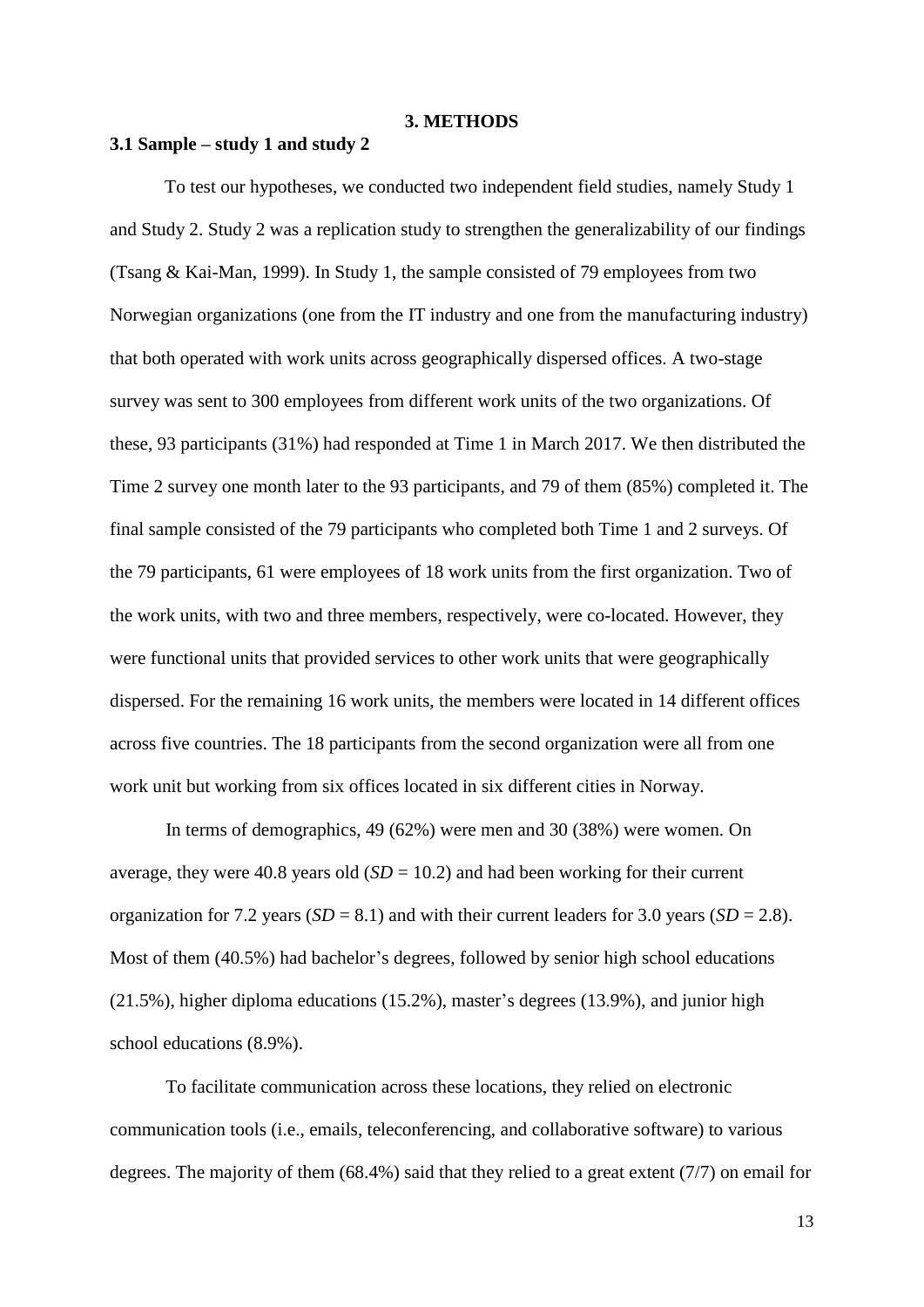# 3. METHODS

### 3.1 Sample – study 1 and study 2

To test our hypotheses, we conducted two independent field studies, namely Study 1 and Study 2. Study 2 was a replication study to strengthen the generalizability of our findings (Tsang & Kai-Man, 1999). In Study 1, the sample consisted of 79 employees from two Norwegian organizations (one from the IT industry and one from the manufacturing industry) that both operated with work units across geographically dispersed offices. A two-stage survey was sent to 300 employees from different work units of the two organizations. Of these, 93 participants (31%) had responded at Time 1 in March 2017. We then distributed the Time 2 survey one month later to the 93 participants, and 79 of them (85%) completed it. The final sample consisted of the 79 participants who completed both Time 1 and 2 surveys. Of the 79 participants, 61 were employees of 18 work units from the first organization. Two of the work units, with two and three members, respectively, were co-located. However, they were functional units that provided services to other work units that were geographically dispersed. For the remaining 16 work units, the members were located in 14 different offices across five countries. The 18 participants from the second organization were all from one work unit but working from six offices located in six different cities in Norway.

In terms of demographics, 49 (62%) were men and 30 (38%) were women. On average, they were 40.8 years old (*SD* = 10.2) and had been working for their current organization for 7.2 years (*SD* = 8.1) and with their current leaders for 3.0 years (*SD* = 2.8). Most of them (40.5%) had bachelor's degrees, followed by senior high school educations (21.5%), higher diploma educations (15.2%), master's degrees (13.9%), and junior high school educations (8.9%).

To facilitate communication across these locations, they relied on electronic communication tools (i.e., emails, teleconferencing, and collaborative software) to various degrees. The majority of them (68.4%) said that they relied to a great extent (7/7) on email for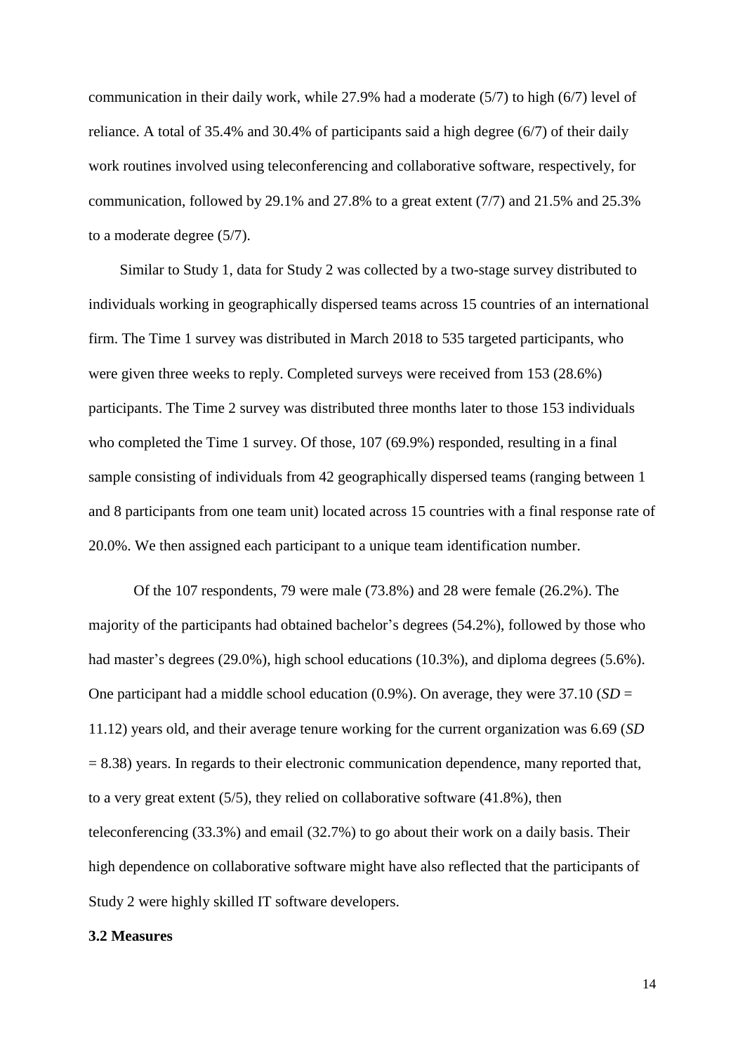communication in their daily work, while 27.9% had a moderate (5/7) to high (6/7) level of reliance. A total of 35.4% and 30.4% of participants said a high degree (6/7) of their daily work routines involved using teleconferencing and collaborative software, respectively, for communication, followed by 29.1% and 27.8% to a great extent (7/7) and 21.5% and 25.3% to a moderate degree (5/7).

Similar to Study 1, data for Study 2 was collected by a two-stage survey distributed to individuals working in geographically dispersed teams across 15 countries of an international firm. The Time 1 survey was distributed in March 2018 to 535 targeted participants, who were given three weeks to reply. Completed surveys were received from 153 (28.6%) participants. The Time 2 survey was distributed three months later to those 153 individuals who completed the Time 1 survey. Of those, 107 (69.9%) responded, resulting in a final sample consisting of individuals from 42 geographically dispersed teams (ranging between 1 and 8 participants from one team unit) located across 15 countries with a final response rate of 20.0%. We then assigned each participant to a unique team identification number.

Of the 107 respondents, 79 were male (73.8%) and 28 were female (26.2%). The majority of the participants had obtained bachelor's degrees (54.2%), followed by those who had master's degrees (29.0%), high school educations (10.3%), and diploma degrees (5.6%). One participant had a middle school education (0.9%). On average, they were 37.10 ($SD$ = 11.12) years old, and their average tenure working for the current organization was 6.69 ($SD$ = 8.38) years. In regards to their electronic communication dependence, many reported that, to a very great extent (5/5), they relied on collaborative software (41.8%), then teleconferencing (33.3%) and email (32.7%) to go about their work on a daily basis. Their high dependence on collaborative software might have also reflected that the participants of Study 2 were highly skilled IT software developers.

### 3.2 Measures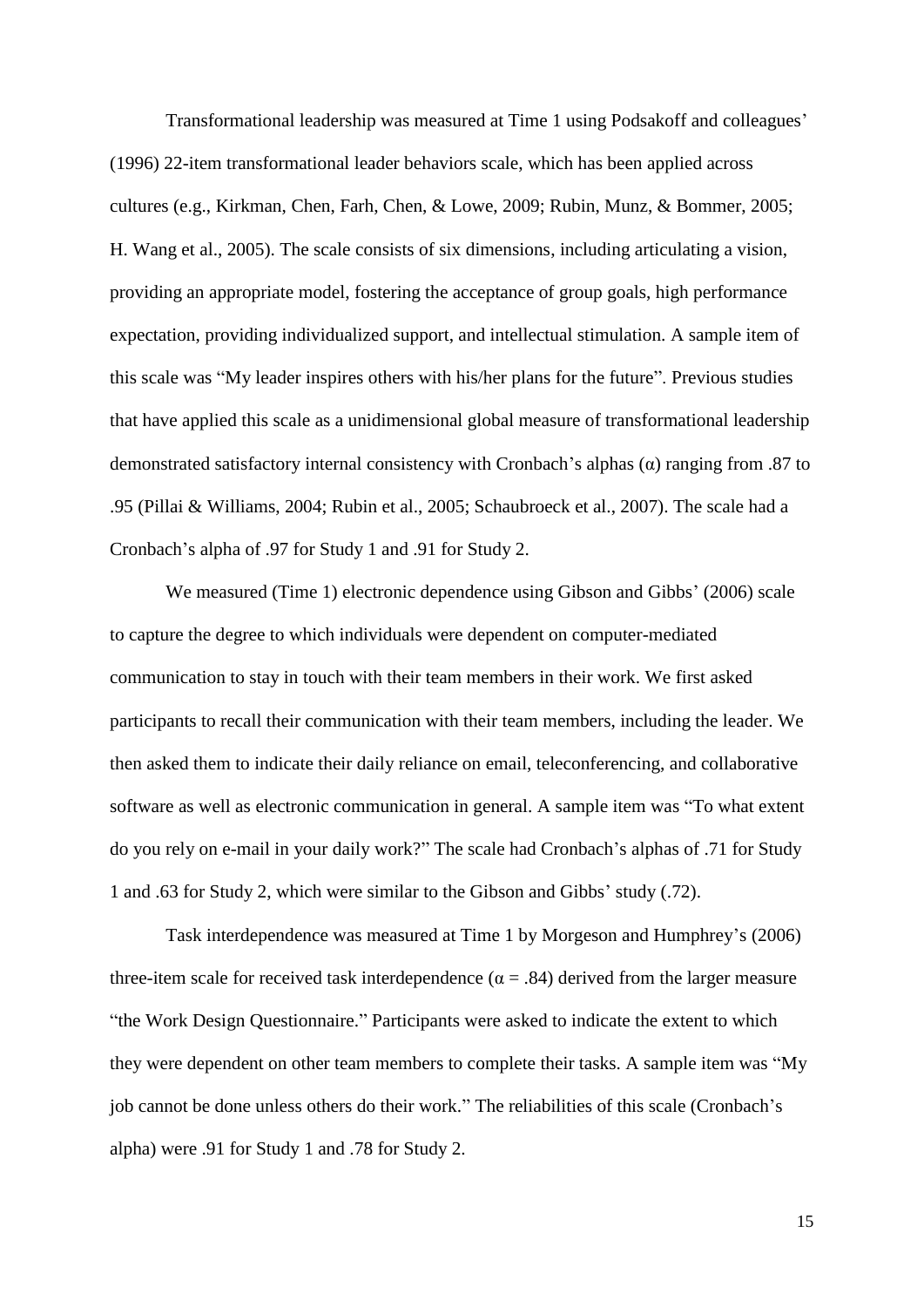Transformational leadership was measured at Time 1 using Podsakoff and colleagues' (1996) 22-item transformational leader behaviors scale, which has been applied across cultures (e.g., Kirkman, Chen, Farh, Chen, & Lowe, 2009; Rubin, Munz, & Bommer, 2005; H. Wang et al., 2005). The scale consists of six dimensions, including articulating a vision, providing an appropriate model, fostering the acceptance of group goals, high performance expectation, providing individualized support, and intellectual stimulation. A sample item of this scale was "My leader inspires others with his/her plans for the future". Previous studies that have applied this scale as a unidimensional global measure of transformational leadership demonstrated satisfactory internal consistency with Cronbach's alphas ($\alpha$) ranging from .87 to .95 (Pillai & Williams, 2004; Rubin et al., 2005; Schaubroeck et al., 2007). The scale had a Cronbach's alpha of .97 for Study 1 and .91 for Study 2.

We measured (Time 1) electronic dependence using Gibson and Gibbs' (2006) scale to capture the degree to which individuals were dependent on computer-mediated communication to stay in touch with their team members in their work. We first asked participants to recall their communication with their team members, including the leader. We then asked them to indicate their daily reliance on email, teleconferencing, and collaborative software as well as electronic communication in general. A sample item was "To what extent do you rely on e-mail in your daily work?" The scale had Cronbach's alphas of .71 for Study 1 and .63 for Study 2, which were similar to the Gibson and Gibbs' study (.72).

Task interdependence was measured at Time 1 by Morgeson and Humphrey's (2006) three-item scale for received task interdependence ($\alpha = .84$) derived from the larger measure "the Work Design Questionnaire." Participants were asked to indicate the extent to which they were dependent on other team members to complete their tasks. A sample item was "My job cannot be done unless others do their work." The reliabilities of this scale (Cronbach's alpha) were .91 for Study 1 and .78 for Study 2.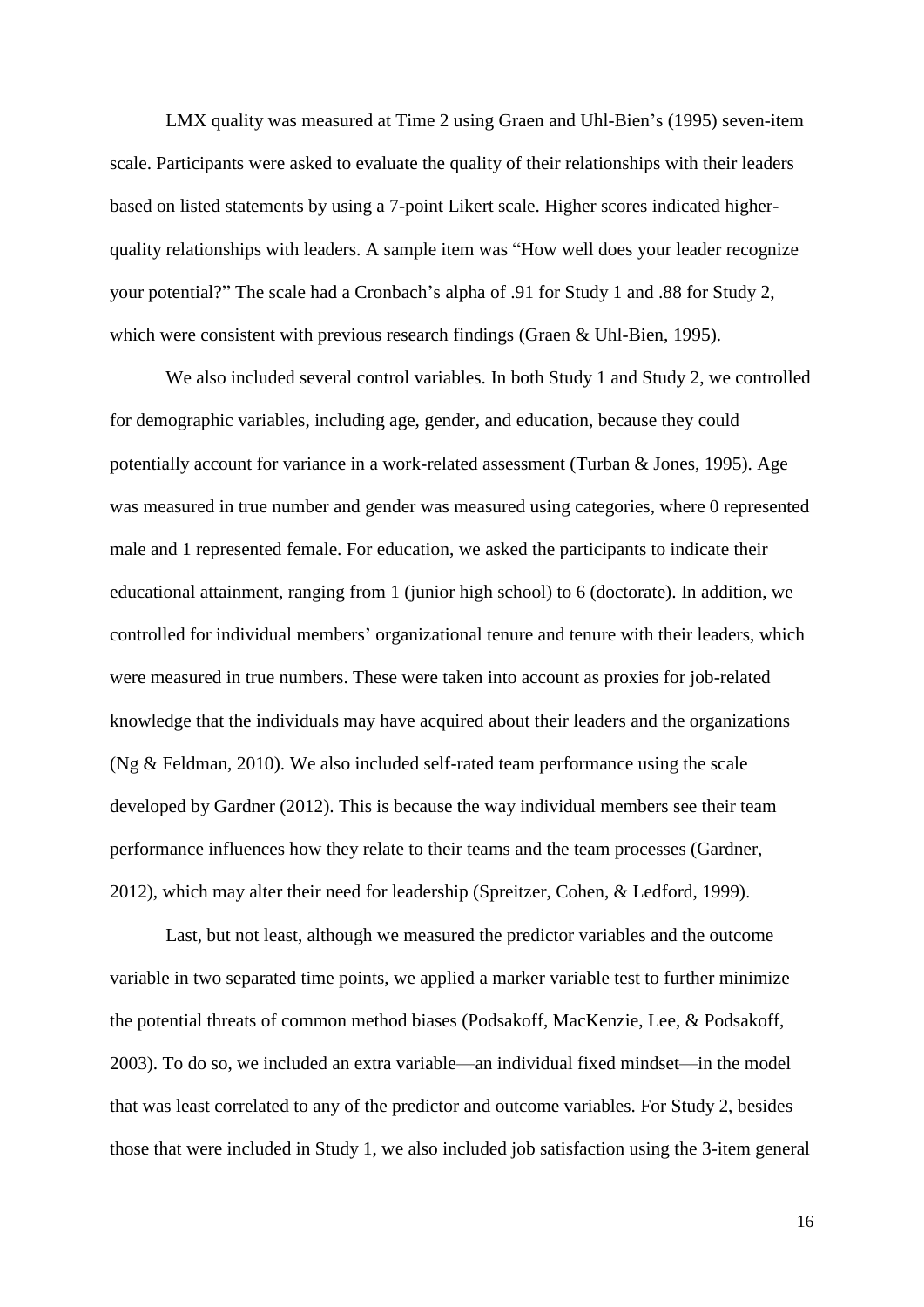LMX quality was measured at Time 2 using Graen and Uhl-Bien's (1995) seven-item scale. Participants were asked to evaluate the quality of their relationships with their leaders based on listed statements by using a 7-point Likert scale. Higher scores indicated higher-quality relationships with leaders. A sample item was "How well does your leader recognize your potential?" The scale had a Cronbach's alpha of .91 for Study 1 and .88 for Study 2, which were consistent with previous research findings (Graen & Uhl-Bien, 1995).

We also included several control variables. In both Study 1 and Study 2, we controlled for demographic variables, including age, gender, and education, because they could potentially account for variance in a work-related assessment (Turban & Jones, 1995). Age was measured in true number and gender was measured using categories, where 0 represented male and 1 represented female. For education, we asked the participants to indicate their educational attainment, ranging from 1 (junior high school) to 6 (doctorate). In addition, we controlled for individual members' organizational tenure and tenure with their leaders, which were measured in true numbers. These were taken into account as proxies for job-related knowledge that the individuals may have acquired about their leaders and the organizations (Ng & Feldman, 2010). We also included self-rated team performance using the scale developed by Gardner (2012). This is because the way individual members see their team performance influences how they relate to their teams and the team processes (Gardner, 2012), which may alter their need for leadership (Spreitzer, Cohen, & Ledford, 1999).

Last, but not least, although we measured the predictor variables and the outcome variable in two separated time points, we applied a marker variable test to further minimize the potential threats of common method biases (Podsakoff, MacKenzie, Lee, & Podsakoff, 2003). To do so, we included an extra variable—an individual fixed mindset—in the model that was least correlated to any of the predictor and outcome variables. For Study 2, besides those that were included in Study 1, we also included job satisfaction using the 3-item general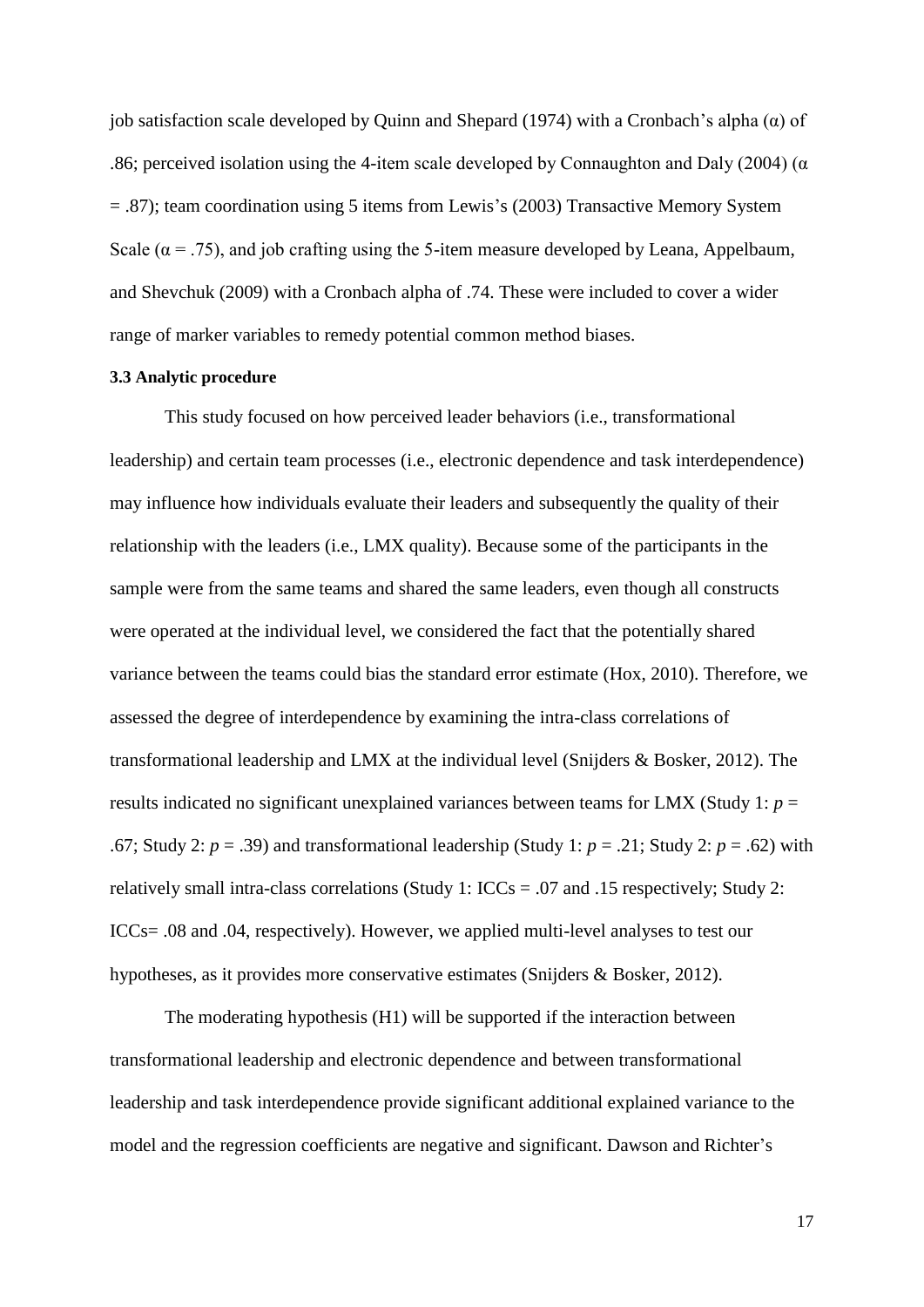job satisfaction scale developed by Quinn and Shepard (1974) with a Cronbach's alpha ($\alpha$) of .86; perceived isolation using the 4-item scale developed by Connaughton and Daly (2004) ($\alpha$ = .87); team coordination using 5 items from Lewis's (2003) Transactive Memory System Scale ($\alpha$ = .75), and job crafting using the 5-item measure developed by Leana, Appelbaum, and Shevchuk (2009) with a Cronbach alpha of .74. These were included to cover a wider range of marker variables to remedy potential common method biases.

### 3.3 Analytic procedure

This study focused on how perceived leader behaviors (i.e., transformational leadership) and certain team processes (i.e., electronic dependence and task interdependence) may influence how individuals evaluate their leaders and subsequently the quality of their relationship with the leaders (i.e., LMX quality). Because some of the participants in the sample were from the same teams and shared the same leaders, even though all constructs were operated at the individual level, we considered the fact that the potentially shared variance between the teams could bias the standard error estimate (Hox, 2010). Therefore, we assessed the degree of interdependence by examining the intra-class correlations of transformational leadership and LMX at the individual level (Snijders & Bosker, 2012). The results indicated no significant unexplained variances between teams for LMX (Study 1: $p$ = .67; Study 2: $p$ = .39) and transformational leadership (Study 1: $p$ = .21; Study 2: $p$ = .62) with relatively small intra-class correlations (Study 1: ICCs = .07 and .15 respectively; Study 2: ICCs= .08 and .04, respectively). However, we applied multi-level analyses to test our hypotheses, as it provides more conservative estimates (Snijders & Bosker, 2012).

The moderating hypothesis (H1) will be supported if the interaction between transformational leadership and electronic dependence and between transformational leadership and task interdependence provide significant additional explained variance to the model and the regression coefficients are negative and significant. Dawson and Richter's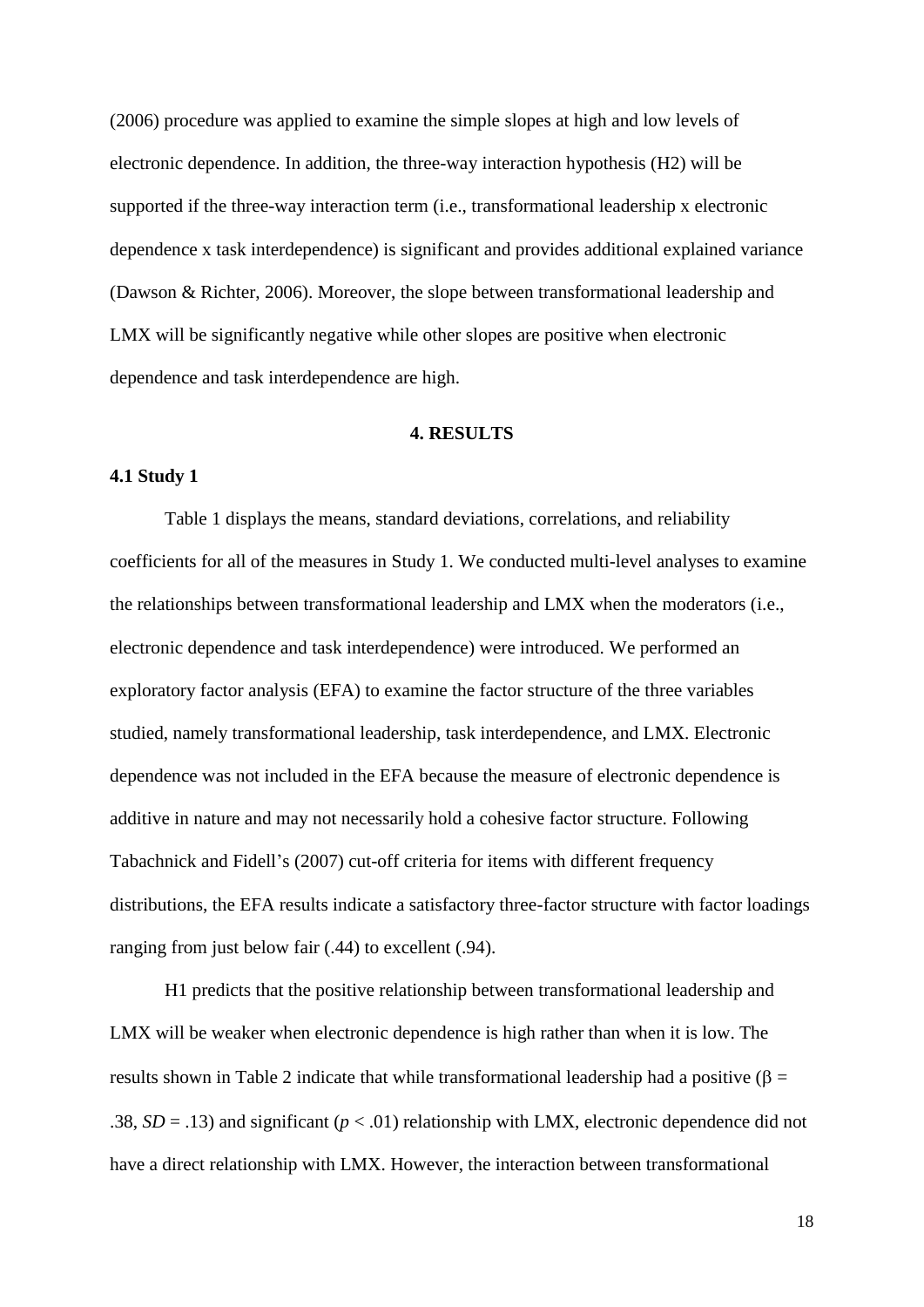(2006) procedure was applied to examine the simple slopes at high and low levels of electronic dependence. In addition, the three-way interaction hypothesis (H2) will be supported if the three-way interaction term (i.e., transformational leadership x electronic dependence x task interdependence) is significant and provides additional explained variance (Dawson & Richter, 2006). Moreover, the slope between transformational leadership and LMX will be significantly negative while other slopes are positive when electronic dependence and task interdependence are high.

## 4. RESULTS

### 4.1 Study 1

Table 1 displays the means, standard deviations, correlations, and reliability coefficients for all of the measures in Study 1. We conducted multi-level analyses to examine the relationships between transformational leadership and LMX when the moderators (i.e., electronic dependence and task interdependence) were introduced. We performed an exploratory factor analysis (EFA) to examine the factor structure of the three variables studied, namely transformational leadership, task interdependence, and LMX. Electronic dependence was not included in the EFA because the measure of electronic dependence is additive in nature and may not necessarily hold a cohesive factor structure. Following Tabachnick and Fidell's (2007) cut-off criteria for items with different frequency distributions, the EFA results indicate a satisfactory three-factor structure with factor loadings ranging from just below fair (.44) to excellent (.94).

H1 predicts that the positive relationship between transformational leadership and LMX will be weaker when electronic dependence is high rather than when it is low. The results shown in Table 2 indicate that while transformational leadership had a positive ($\beta$ = .38, $SD$ = .13) and significant ($p < .01$) relationship with LMX, electronic dependence did not have a direct relationship with LMX. However, the interaction between transformational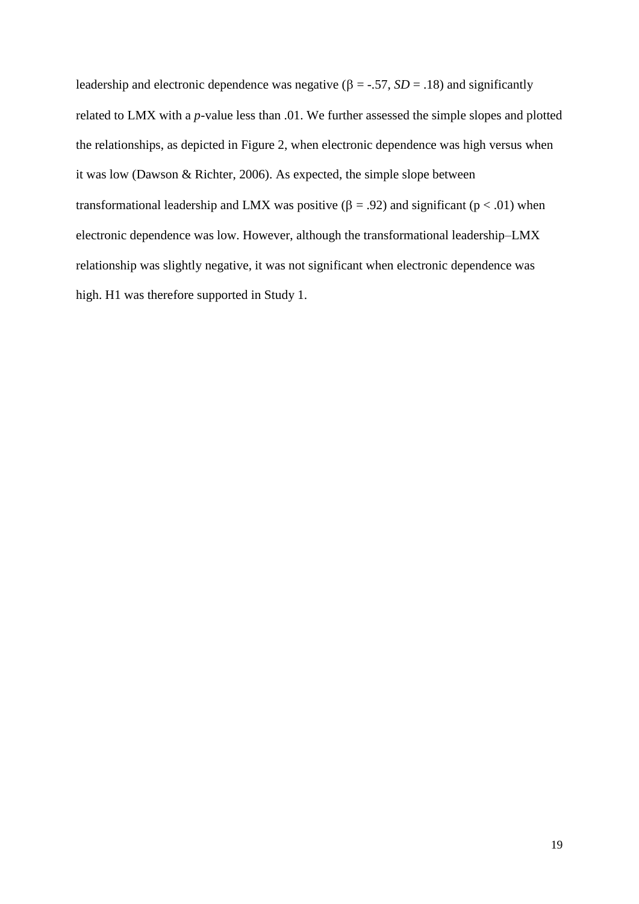leadership and electronic dependence was negative ($\beta = -.57$, *SD* = .18) and significantly related to LMX with a *p*-value less than .01. We further assessed the simple slopes and plotted the relationships, as depicted in Figure 2, when electronic dependence was high versus when it was low (Dawson & Richter, 2006). As expected, the simple slope between transformational leadership and LMX was positive ($\beta = .92$) and significant ($p < .01$) when electronic dependence was low. However, although the transformational leadership–LMX relationship was slightly negative, it was not significant when electronic dependence was high. H1 was therefore supported in Study 1.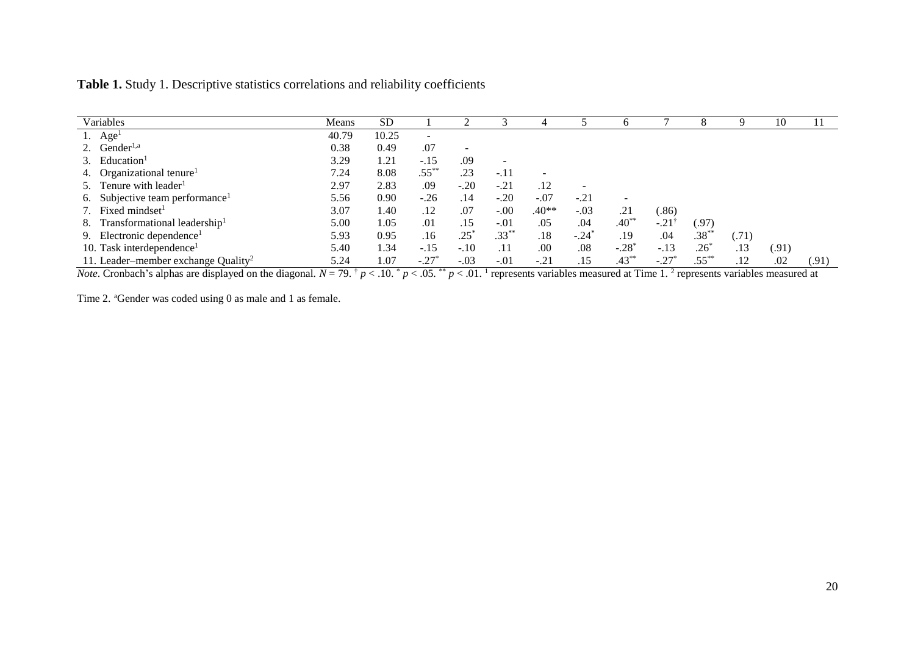**Table 1.** Study 1. Descriptive statistics correlations and reliability coefficients

| Variables | Means | SD | 1 | 2 | 3 | 4 | 5 | 6 | 7 | 8 | 9 | 10 | 11 |
|---|---|---|---|---|---|---|---|---|---|---|---|---|---|
| 1. Age[1] | 40.79 | 10.25 | - | | | | | | | | | | |
| 2. Gender[1,a] | 0.38 | 0.49 | .07 | - | | | | | | | | | |
| 3. Education[1] | 3.29 | 1.21 | -.15 | .09 | - | | | | | | | | |
| 4. Organizational tenure[1] | 7.24 | 8.08 | .55** | .23 | -.11 | - | | | | | | | |
| 5. Tenure with leader[1] | 2.97 | 2.83 | .09 | -.20 | -.21 | .12 | - | | | | | | |
| 6. Subjective team performance[1] | 5.56 | 0.90 | -.26 | .14 | -.20 | -.07 | -.21 | - | | | | | |
| 7. Fixed mindset[1] | 3.07 | 1.40 | .12 | .07 | -.00 | .40** | -.03 | .21 | (.86) | | | | |
| 8. Transformational leadership[1] | 5.00 | 1.05 | .01 | .15 | -.01 | .05 | .04 | .40** | -.21† | (.97) | | | |
| 9. Electronic dependence[1] | 5.93 | 0.95 | .16 | .25* | .33** | .18 | -.24* | .19 | .04 | .38** | (.71) | | |
| 10. Task interdependence[1] | 5.40 | 1.34 | -.15 | -.10 | .11 | .00 | .08 | -.28* | -.13 | .26* | .13 | (.91) | |
| 11. Leader–member exchange Quality[2] | 5.24 | 1.07 | -.27* | -.03 | -.01 | -.21 | .15 | .43** | -.27* | .55** | .12 | .02 | (.91) |

*Note*. Cronbach's alphas are displayed on the diagonal. $N = 79$. † $p < .10$. * $p < .05$. ** $p < .01$. [1] represents variables measured at Time 1. [2] represents variables measured at Time 2. [a]Gender was coded using 0 as male and 1 as female.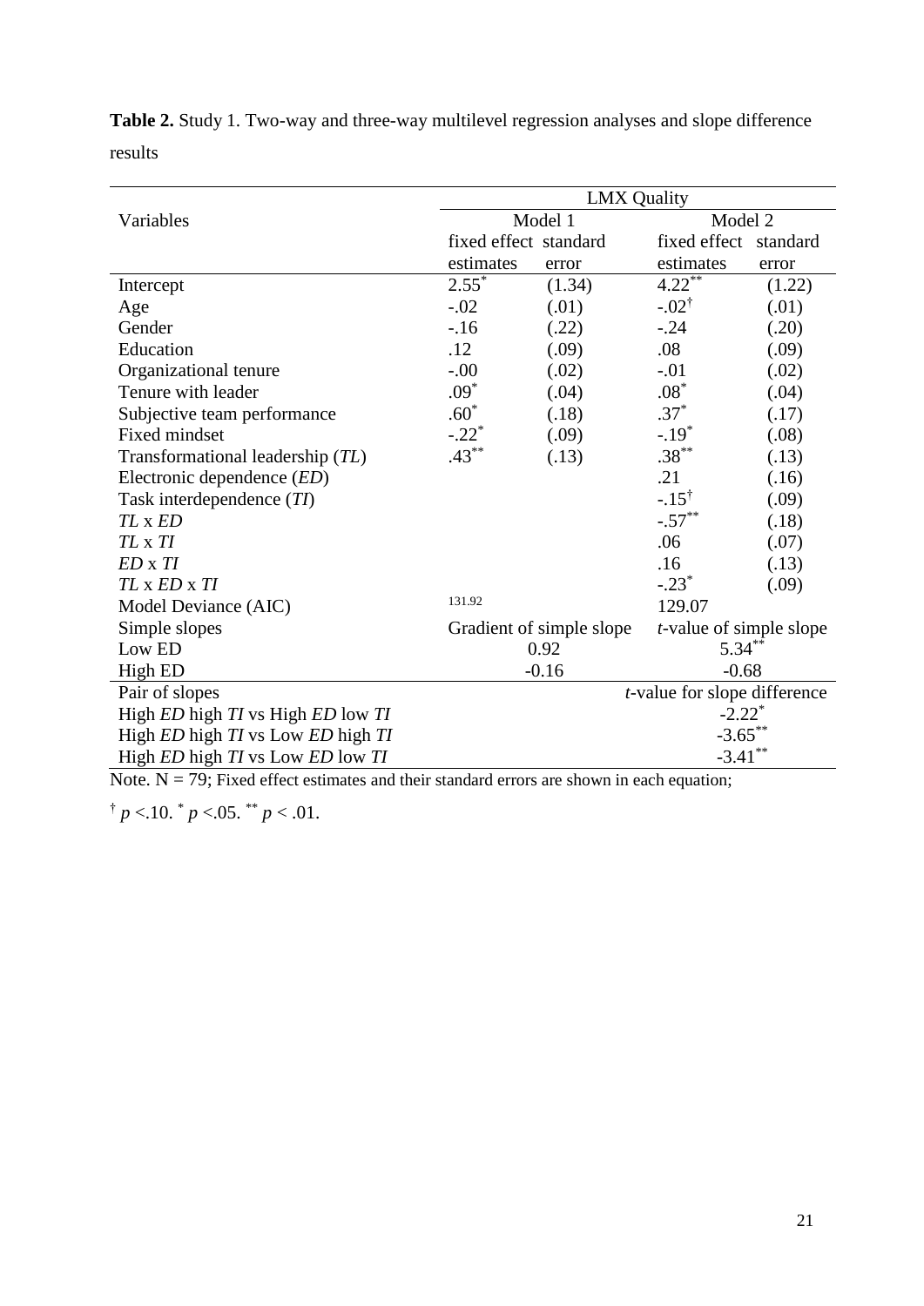**Table 2.** Study 1. Two-way and three-way multilevel regression analyses and slope difference results

| | LMX Quality | | | |
|---|---|---|---|---|
| Variables | Model 1 | | Model 2 | |
| | fixed effect estimates | standard error | fixed effect estimates | standard error |
| Intercept | $2.55^{*}$ | (1.34) | $4.22^{**}$ | (1.22) |
| Age | -.02 | (.01) | $-.02^{\dagger}$ | (.01) |
| Gender | -.16 | (.22) | -.24 | (.20) |
| Education | .12 | (.09) | .08 | (.09) |
| Organizational tenure | -.00 | (.02) | -.01 | (.02) |
| Tenure with leader | $.09^{*}$ | (.04) | $.08^{*}$ | (.04) |
| Subjective team performance | $.60^{*}$ | (.18) | $.37^{*}$ | (.17) |
| Fixed mindset | $-.22^{*}$ | (.09) | $-.19^{*}$ | (.08) |
| Transformational leadership (*TL*) | $.43^{**}$ | (.13) | $.38^{**}$ | (.13) |
| Electronic dependence (*ED*) | | | .21 | (.16) |
| Task interdependence (*TI*) | | | $-.15^{\dagger}$ | (.09) |
| *TL* x *ED* | | | $-.57^{**}$ | (.18) |
| *TL* x *TI* | | | .06 | (.07) |
| *ED* x *TI* | | | .16 | (.13) |
| *TL* x *ED* x *TI* | | | $-.23^{*}$ | (.09) |
| Model Deviance (AIC) | 131.92 | | 129.07 | |
| Simple slopes | Gradient of simple slope | | *t*-value of simple slope | |
| Low ED | 0.92 | | $5.34^{**}$ | |
| High ED | -0.16 | | -0.68 | |
| Pair of slopes | | | *t*-value for slope difference | |
| High *ED* high *TI* vs High *ED* low *TI* | | | $-2.22^{*}$ | |
| High *ED* high *TI* vs Low *ED* high *TI* | | | $-3.65^{**}$ | |
| High *ED* high *TI* vs Low *ED* low *TI* | | | $-3.41^{**}$ | |

Note. N = 79; Fixed effect estimates and their standard errors are shown in each equation;

$^{\dagger}$ $p$ <.10. $^{*}$ $p$ <.05. $^{**}$ $p$ < .01.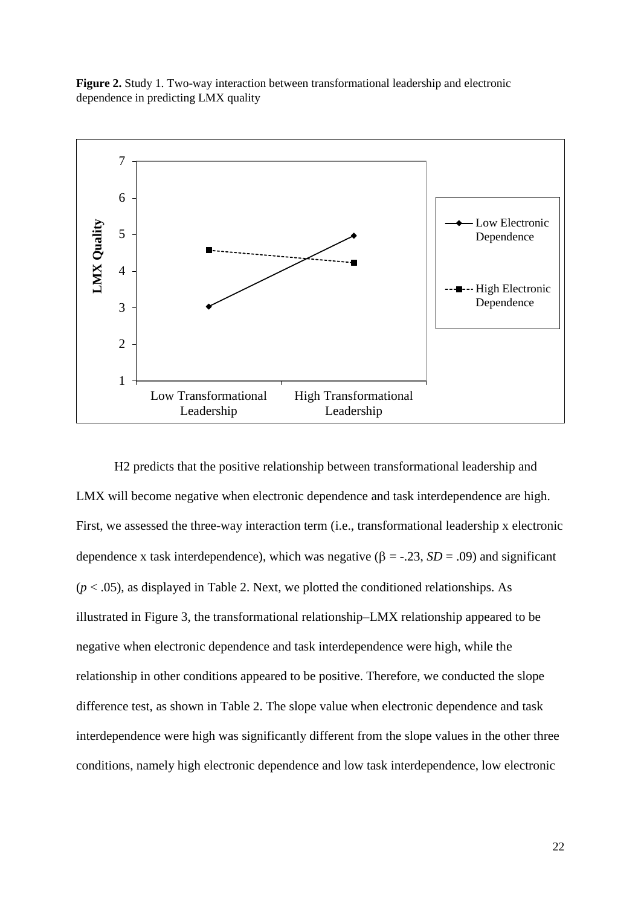**Figure 2.** Study 1. Two-way interaction between transformational leadership and electronic dependence in predicting LMX quality

H2 predicts that the positive relationship between transformational leadership and LMX will become negative when electronic dependence and task interdependence are high. First, we assessed the three-way interaction term (i.e., transformational leadership x electronic dependence x task interdependence), which was negative ($\beta = -.23$, $SD = .09$) and significant ($p < .05$), as displayed in Table 2. Next, we plotted the conditioned relationships. As illustrated in Figure 3, the transformational relationship–LMX relationship appeared to be negative when electronic dependence and task interdependence were high, while the relationship in other conditions appeared to be positive. Therefore, we conducted the slope difference test, as shown in Table 2. The slope value when electronic dependence and task interdependence were high was significantly different from the slope values in the other three conditions, namely high electronic dependence and low task interdependence, low electronic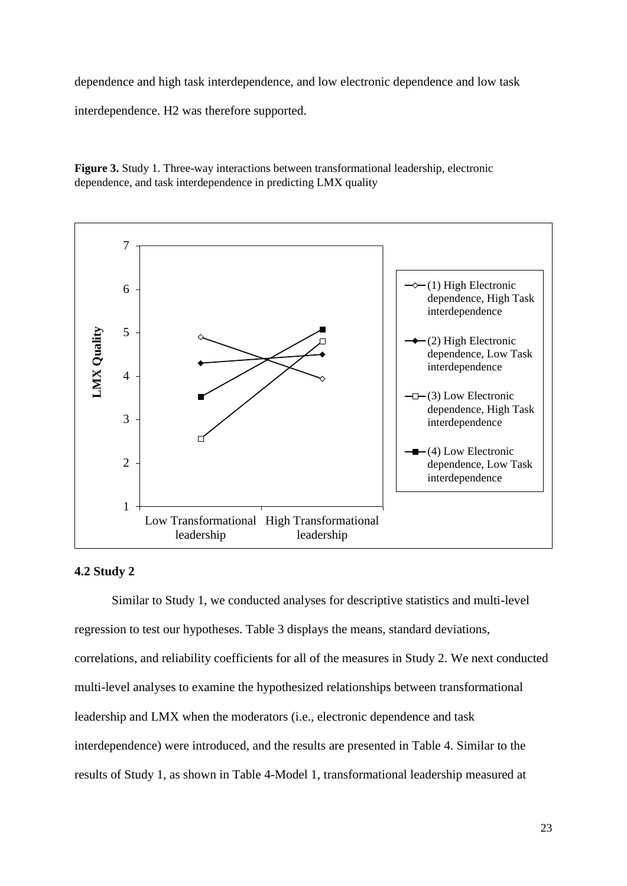dependence and high task interdependence, and low electronic dependence and low task interdependence. H2 was therefore supported.

**Figure 3.** Study 1. Three-way interactions between transformational leadership, electronic dependence, and task interdependence in predicting LMX quality

## 4.2 Study 2

Similar to Study 1, we conducted analyses for descriptive statistics and multi-level regression to test our hypotheses. Table 3 displays the means, standard deviations, correlations, and reliability coefficients for all of the measures in Study 2. We next conducted multi-level analyses to examine the hypothesized relationships between transformational leadership and LMX when the moderators (i.e., electronic dependence and task interdependence) were introduced, and the results are presented in Table 4. Similar to the results of Study 1, as shown in Table 4-Model 1, transformational leadership measured at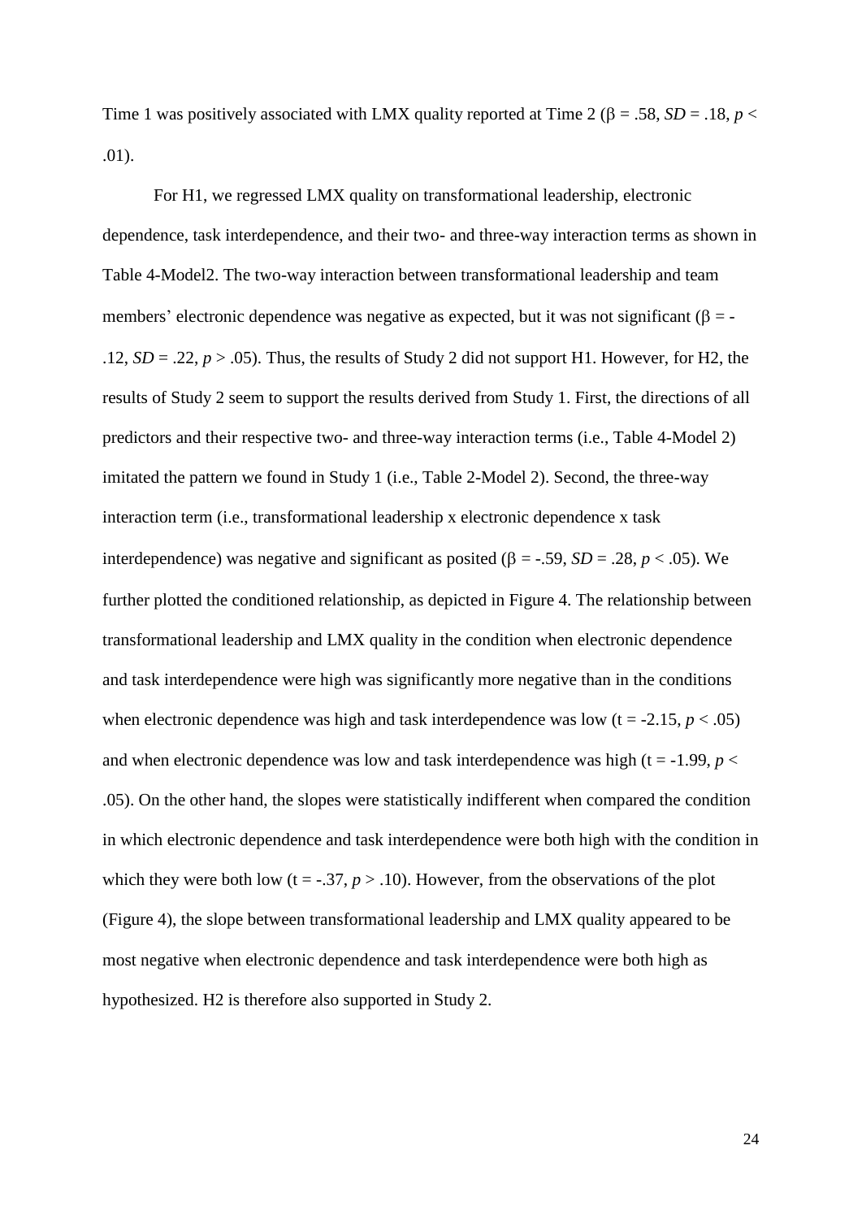Time 1 was positively associated with LMX quality reported at Time 2 ($\beta$ = .58, *SD* = .18, $p <$ .01).

For H1, we regressed LMX quality on transformational leadership, electronic dependence, task interdependence, and their two- and three-way interaction terms as shown in Table 4-Model2. The two-way interaction between transformational leadership and team members' electronic dependence was negative as expected, but it was not significant ($\beta$ = -.12, *SD* = .22, $p >$ .05). Thus, the results of Study 2 did not support H1. However, for H2, the results of Study 2 seem to support the results derived from Study 1. First, the directions of all predictors and their respective two- and three-way interaction terms (i.e., Table 4-Model 2) imitated the pattern we found in Study 1 (i.e., Table 2-Model 2). Second, the three-way interaction term (i.e., transformational leadership x electronic dependence x task interdependence) was negative and significant as posited ($\beta$ = -.59, *SD* = .28, $p <$ .05). We further plotted the conditioned relationship, as depicted in Figure 4. The relationship between transformational leadership and LMX quality in the condition when electronic dependence and task interdependence were high was significantly more negative than in the conditions when electronic dependence was high and task interdependence was low (t = -2.15, $p <$ .05) and when electronic dependence was low and task interdependence was high (t = -1.99, $p <$ .05). On the other hand, the slopes were statistically indifferent when compared the condition in which electronic dependence and task interdependence were both high with the condition in which they were both low (t = -.37, $p >$ .10). However, from the observations of the plot (Figure 4), the slope between transformational leadership and LMX quality appeared to be most negative when electronic dependence and task interdependence were both high as hypothesized. H2 is therefore also supported in Study 2.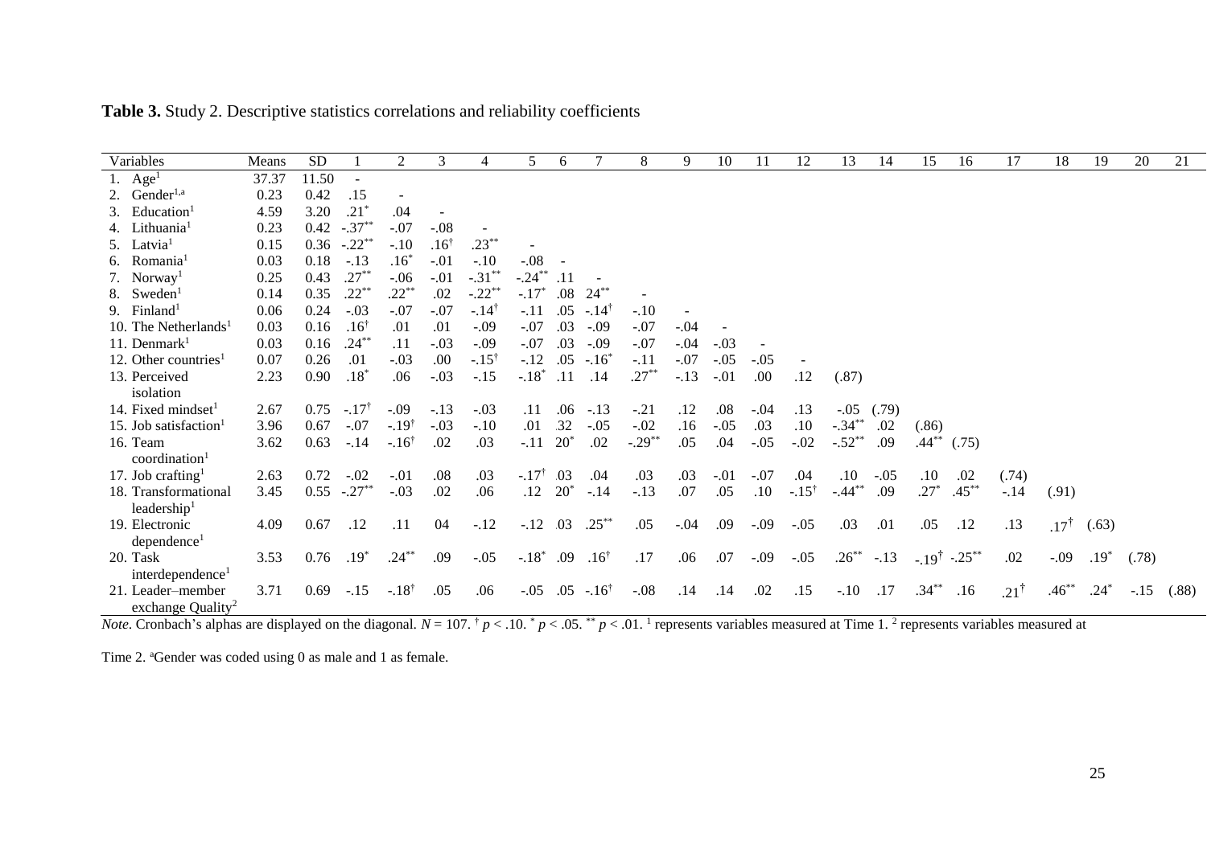**Table 3.** Study 2. Descriptive statistics correlations and reliability coefficients

| Variables | Means | SD | 1 | 2 | 3 | 4 | 5 | 6 | 7 | 8 | 9 | 10 | 11 | 12 | 13 | 14 | 15 | 16 | 17 | 18 | 19 | 20 | 21 |
|---|---|---|---|---|---|---|---|---|---|---|---|---|---|---|---|---|---|---|---|---|---|---|---|
| 1. Age[1] | 37.37 | 11.50 | - | | | | | | | | | | | | | | | | | | | | |
| 2. Gender[1,a] | 0.23 | 0.42 | .15 | - | | | | | | | | | | | | | | | | | | | |
| 3. Education[1] | 4.59 | 3.20 | .21* | .04 | - | | | | | | | | | | | | | | | | | | |
| 4. Lithuania[1] | 0.23 | 0.42 | -.37** | -.07 | -.08 | - | | | | | | | | | | | | | | | | | |
| 5. Latvia[1] | 0.15 | 0.36 | -.22** | -.10 | .16† | .23** | - | | | | | | | | | | | | | | | | |
| 6. Romania[1] | 0.03 | 0.18 | -.13 | .16* | -.01 | -.10 | -.08 | - | | | | | | | | | | | | | | | |
| 7. Norway[1] | 0.25 | 0.43 | .27** | -.06 | -.01 | -.31** | -.24** | .11 | - | | | | | | | | | | | | | | |
| 8. Sweden[1] | 0.14 | 0.35 | .22** | .22** | .02 | -.22** | -.17* | .08 | 24** | - | | | | | | | | | | | | | |
| 9. Finland[1] | 0.06 | 0.24 | -.03 | -.07 | -.07 | -.14† | -.11 | .05 | -.14† | -.10 | - | | | | | | | | | | | | |
| 10. The Netherlands[1] | 0.03 | 0.16 | .16† | .01 | .01 | -.09 | -.07 | .03 | -.09 | -.07 | -.04 | - | | | | | | | | | | | |
| 11. Denmark[1] | 0.03 | 0.16 | .24** | .11 | -.03 | -.09 | -.07 | .03 | -.09 | -.07 | -.04 | -.03 | - | | | | | | | | | | |
| 12. Other countries[1] | 0.07 | 0.26 | .01 | -.03 | .00 | -.15† | -.12 | .05 | -.16* | -.11 | -.07 | -.05 | -.05 | - | | | | | | | | | |
| 13. Perceived isolation | 2.23 | 0.90 | .18* | .06 | -.03 | -.15 | -.18* | .11 | .14 | .27** | -.13 | -.01 | .00 | .12 | (.87) | | | | | | | | |
| 14. Fixed mindset[1] | 2.67 | 0.75 | -.17† | -.09 | -.13 | -.03 | .11 | .06 | -.13 | -.21 | .12 | .08 | -.04 | .13 | -.05 | (.79) | | | | | | | |
| 15. Job satisfaction[1] | 3.96 | 0.67 | -.07 | -.19† | -.03 | -.10 | .01 | .32 | -.05 | -.02 | .16 | -.05 | .03 | .10 | -.34** | .02 | (.86) | | | | | | |
| 16. Team coordination[1] | 3.62 | 0.63 | -.14 | -.16† | .02 | .03 | -.11 | 20* | .02 | -.29** | .05 | .04 | -.05 | -.02 | -.52** | .09 | .44** | (.75) | | | | | |
| 17. Job crafting[1] | 2.63 | 0.72 | -.02 | -.01 | .08 | .03 | -.17† | .03 | .04 | .03 | .03 | -.01 | -.07 | .04 | .10 | -.05 | .10 | .02 | (.74) | | | | |
| 18. Transformational leadership[1] | 3.45 | 0.55 | -.27** | -.03 | .02 | .06 | .12 | 20* | -.14 | -.13 | .07 | .05 | .10 | -.15† | -.44** | .09 | .27* | .45** | -.14 | (.91) | | | |
| 19. Electronic dependence[1] | 4.09 | 0.67 | .12 | .11 | 04 | -.12 | -.12 | .03 | .25** | .05 | -.04 | .09 | -.09 | -.05 | .03 | .01 | .05 | .12 | .13 | .17† | (.63) | | |
| 20. Task interdependence[1] | 3.53 | 0.76 | .19* | .24** | .09 | -.05 | -.18* | .09 | .16† | .17 | .06 | .07 | -.09 | -.05 | .26** | -.13 | -.19† | -.25** | .02 | -.09 | .19* | (.78) | |
| 21. Leader–member exchange Quality[2] | 3.71 | 0.69 | -.15 | -.18† | .05 | .06 | -.05 | .05 | -.16† | -.08 | .14 | .14 | .02 | .15 | -.10 | .17 | .34** | .16 | .21† | .46** | .24* | -.15 | (.88) |

*Note*. Cronbach's alphas are displayed on the diagonal. $N = 107$. † $p < .10$. * $p < .05$. ** $p < .01$. [1] represents variables measured at Time 1. [2] represents variables measured at Time 2. [a]Gender was coded using 0 as male and 1 as female.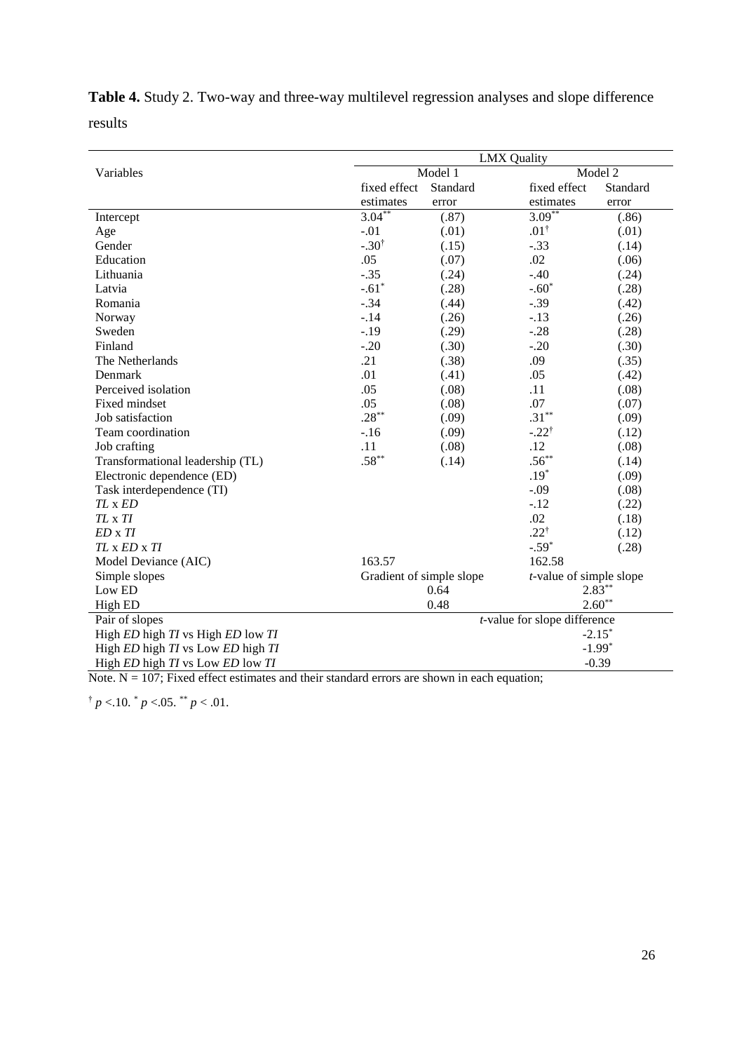**Table 4.** Study 2. Two-way and three-way multilevel regression analyses and slope difference results

| Variables | LMX Quality | | | |
|---|---|---|---|---|
| | Model 1 | | Model 2 | |
| | fixed effect estimates | Standard error | fixed effect estimates | Standard error |
| Intercept | 3.04** | (.87) | 3.09** | (.86) |
| Age | -.01 | (.01) | .01† | (.01) |
| Gender | -.30† | (.15) | -.33 | (.14) |
| Education | .05 | (.07) | .02 | (.06) |
| Lithuania | -.35 | (.24) | -.40 | (.24) |
| Latvia | -.61* | (.28) | -.60* | (.28) |
| Romania | -.34 | (.44) | -.39 | (.42) |
| Norway | -.14 | (.26) | -.13 | (.26) |
| Sweden | -.19 | (.29) | -.28 | (.28) |
| Finland | -.20 | (.30) | -.20 | (.30) |
| The Netherlands | .21 | (.38) | .09 | (.35) |
| Denmark | .01 | (.41) | .05 | (.42) |
| Perceived isolation | .05 | (.08) | .11 | (.08) |
| Fixed mindset | .05 | (.08) | .07 | (.07) |
| Job satisfaction | .28** | (.09) | .31** | (.09) |
| Team coordination | -.16 | (.09) | -.22† | (.12) |
| Job crafting | .11 | (.08) | .12 | (.08) |
| Transformational leadership (TL) | .58** | (.14) | .56** | (.14) |
| Electronic dependence (ED) | | | .19* | (.09) |
| Task interdependence (TI) | | | -.09 | (.08) |
| *TL* x *ED* | | | -.12 | (.22) |
| *TL* x *TI* | | | .02 | (.18) |
| *ED* x *TI* | | | .22† | (.12) |
| *TL* x *ED* x *TI* | | | -.59* | (.28) |
| Model Deviance (AIC) | 163.57 | | 162.58 | |
| Simple slopes | Gradient of simple slope | | *t*-value of simple slope | |
| Low ED | 0.64 | | 2.83** | |
| High ED | 0.48 | | 2.60** | |
| Pair of slopes | *t*-value for slope difference | | | |
| High *ED* high *TI* vs High *ED* low *TI* | | | -2.15* | |
| High *ED* high *TI* vs Low *ED* high *TI* | | | -1.99* | |
| High *ED* high *TI* vs Low *ED* low *TI* | | | -0.39 | |

Note. $N = 107$; Fixed effect estimates and their standard errors are shown in each equation;

† $p < .10$. * $p < .05$. ** $p < .01$.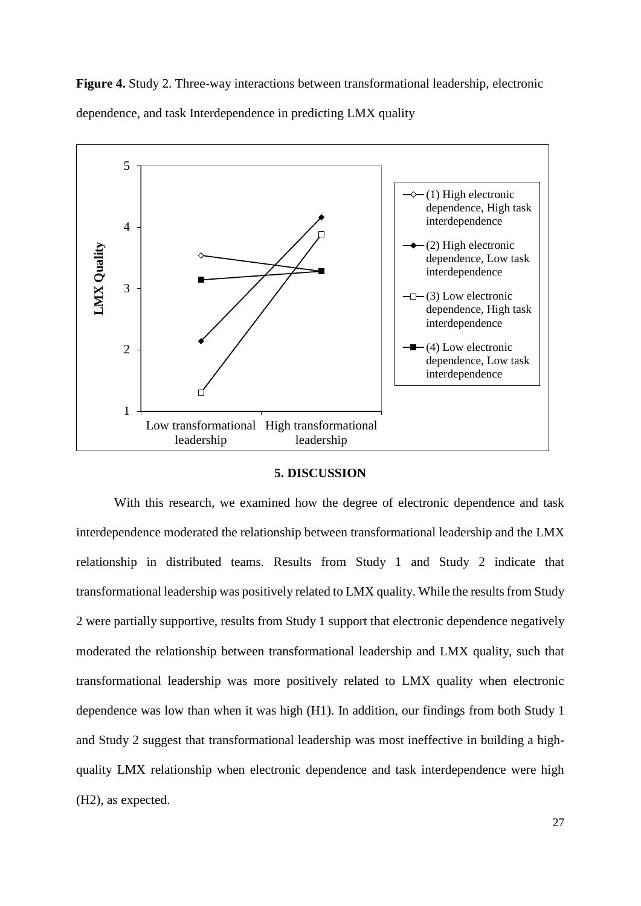**Figure 4.** Study 2. Three-way interactions between transformational leadership, electronic dependence, and task Interdependence in predicting LMX quality

## 5. DISCUSSION

With this research, we examined how the degree of electronic dependence and task interdependence moderated the relationship between transformational leadership and the LMX relationship in distributed teams. Results from Study 1 and Study 2 indicate that transformational leadership was positively related to LMX quality. While the results from Study 2 were partially supportive, results from Study 1 support that electronic dependence negatively moderated the relationship between transformational leadership and LMX quality, such that transformational leadership was more positively related to LMX quality when electronic dependence was low than when it was high (H1). In addition, our findings from both Study 1 and Study 2 suggest that transformational leadership was most ineffective in building a high-quality LMX relationship when electronic dependence and task interdependence were high (H2), as expected.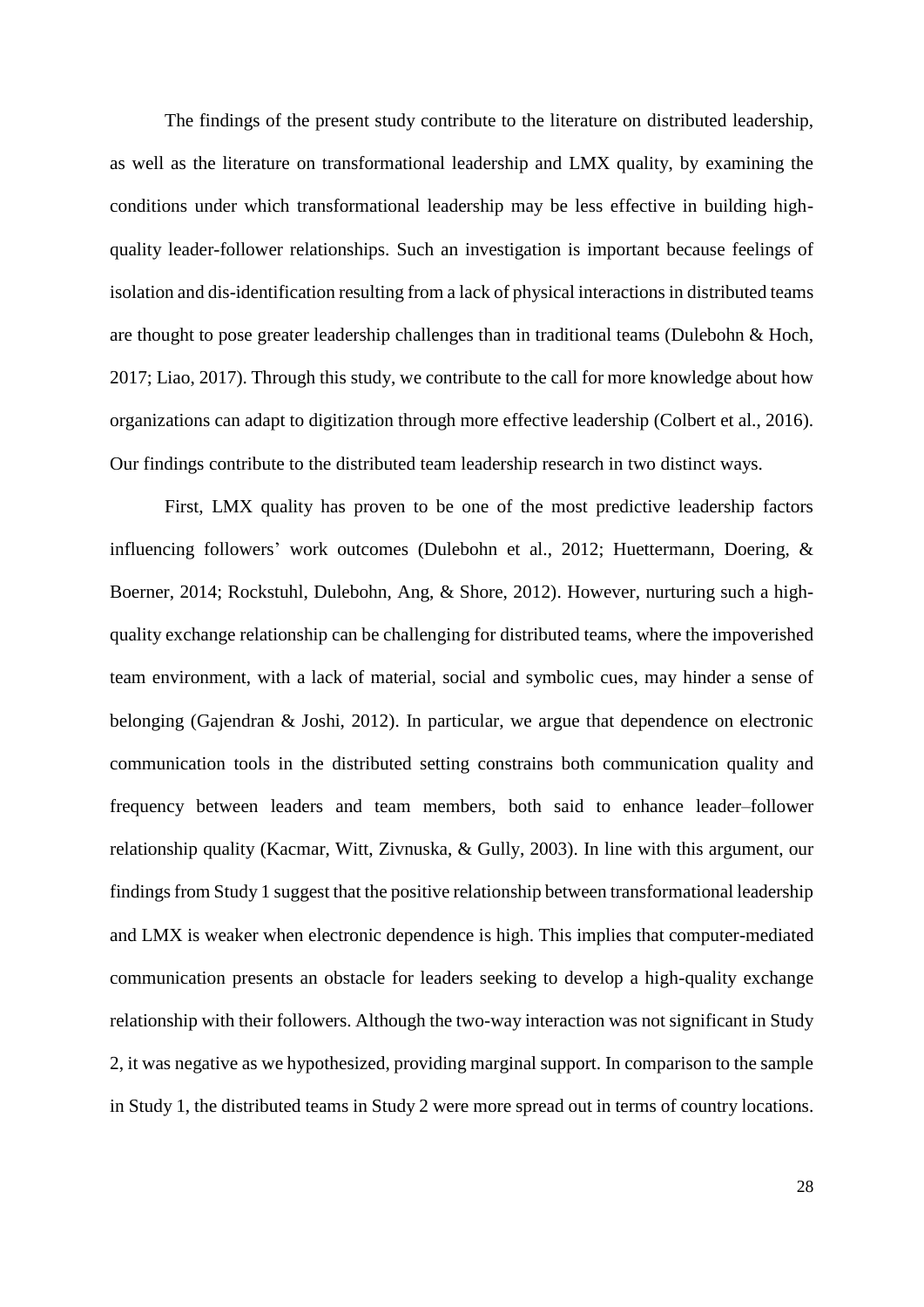The findings of the present study contribute to the literature on distributed leadership, as well as the literature on transformational leadership and LMX quality, by examining the conditions under which transformational leadership may be less effective in building high-quality leader-follower relationships. Such an investigation is important because feelings of isolation and dis-identification resulting from a lack of physical interactions in distributed teams are thought to pose greater leadership challenges than in traditional teams (Dulebohn & Hoch, 2017; Liao, 2017). Through this study, we contribute to the call for more knowledge about how organizations can adapt to digitization through more effective leadership (Colbert et al., 2016). Our findings contribute to the distributed team leadership research in two distinct ways.

First, LMX quality has proven to be one of the most predictive leadership factors influencing followers' work outcomes (Dulebohn et al., 2012; Huettermann, Doering, & Boerner, 2014; Rockstuhl, Dulebohn, Ang, & Shore, 2012). However, nurturing such a high-quality exchange relationship can be challenging for distributed teams, where the impoverished team environment, with a lack of material, social and symbolic cues, may hinder a sense of belonging (Gajendran & Joshi, 2012). In particular, we argue that dependence on electronic communication tools in the distributed setting constrains both communication quality and frequency between leaders and team members, both said to enhance leader–follower relationship quality (Kacmar, Witt, Zivnuska, & Gully, 2003). In line with this argument, our findings from Study 1 suggest that the positive relationship between transformational leadership and LMX is weaker when electronic dependence is high. This implies that computer-mediated communication presents an obstacle for leaders seeking to develop a high-quality exchange relationship with their followers. Although the two-way interaction was not significant in Study 2, it was negative as we hypothesized, providing marginal support. In comparison to the sample in Study 1, the distributed teams in Study 2 were more spread out in terms of country locations.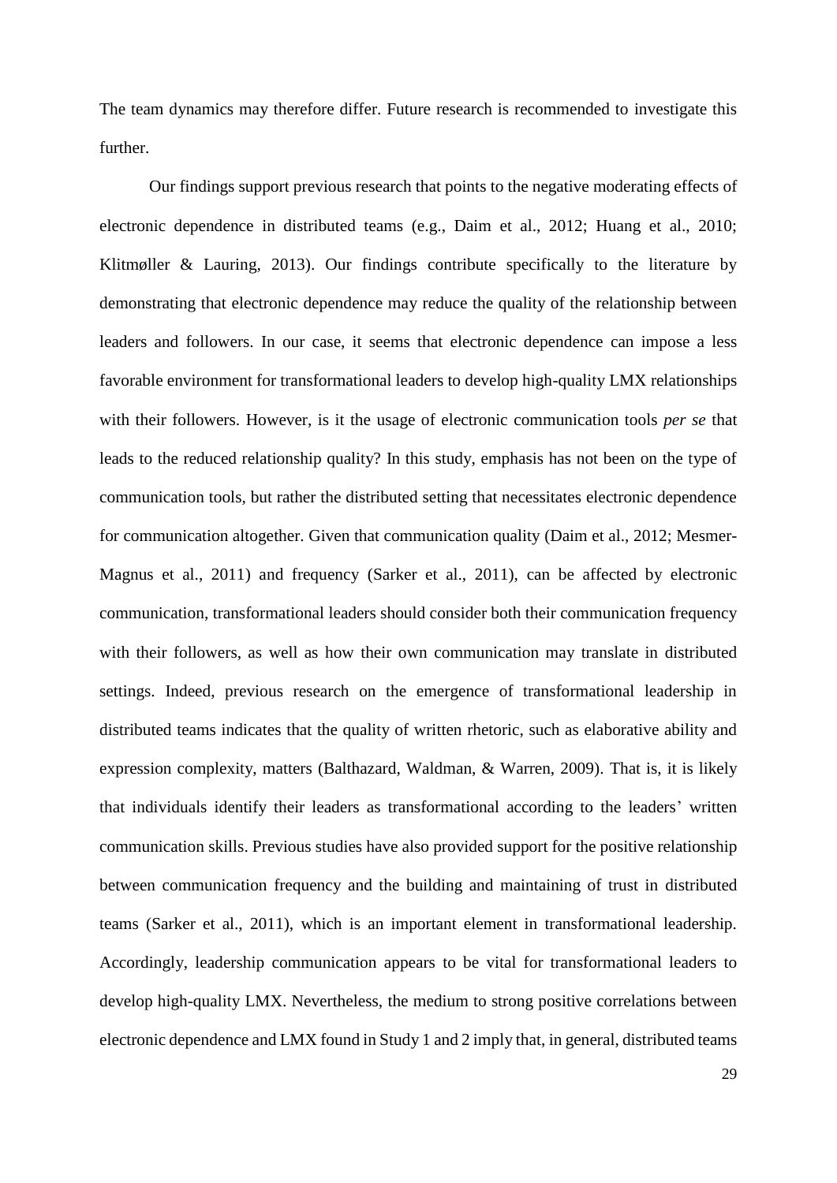The team dynamics may therefore differ. Future research is recommended to investigate this further.

Our findings support previous research that points to the negative moderating effects of electronic dependence in distributed teams (e.g., Daim et al., 2012; Huang et al., 2010; Klitmøller & Lauring, 2013). Our findings contribute specifically to the literature by demonstrating that electronic dependence may reduce the quality of the relationship between leaders and followers. In our case, it seems that electronic dependence can impose a less favorable environment for transformational leaders to develop high-quality LMX relationships with their followers. However, is it the usage of electronic communication tools *per se* that leads to the reduced relationship quality? In this study, emphasis has not been on the type of communication tools, but rather the distributed setting that necessitates electronic dependence for communication altogether. Given that communication quality (Daim et al., 2012; Mesmer-Magnus et al., 2011) and frequency (Sarker et al., 2011), can be affected by electronic communication, transformational leaders should consider both their communication frequency with their followers, as well as how their own communication may translate in distributed settings. Indeed, previous research on the emergence of transformational leadership in distributed teams indicates that the quality of written rhetoric, such as elaborative ability and expression complexity, matters (Balthazard, Waldman, & Warren, 2009). That is, it is likely that individuals identify their leaders as transformational according to the leaders' written communication skills. Previous studies have also provided support for the positive relationship between communication frequency and the building and maintaining of trust in distributed teams (Sarker et al., 2011), which is an important element in transformational leadership. Accordingly, leadership communication appears to be vital for transformational leaders to develop high-quality LMX. Nevertheless, the medium to strong positive correlations between electronic dependence and LMX found in Study 1 and 2 imply that, in general, distributed teams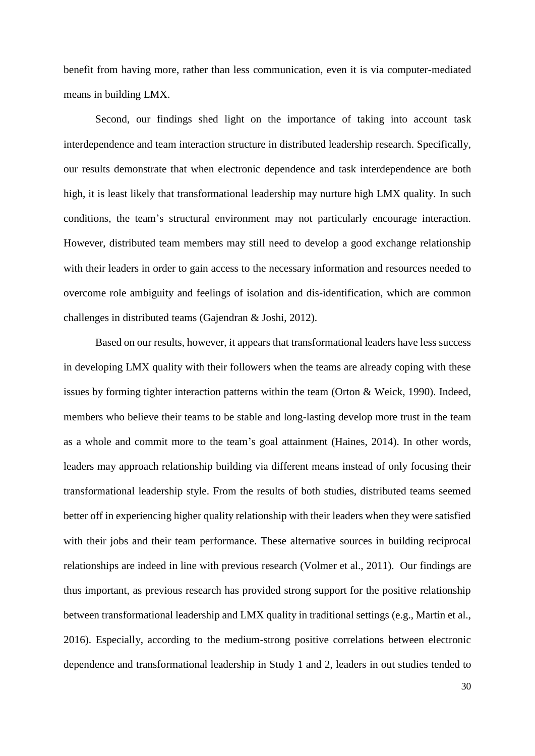benefit from having more, rather than less communication, even it is via computer-mediated means in building LMX.

Second, our findings shed light on the importance of taking into account task interdependence and team interaction structure in distributed leadership research. Specifically, our results demonstrate that when electronic dependence and task interdependence are both high, it is least likely that transformational leadership may nurture high LMX quality. In such conditions, the team's structural environment may not particularly encourage interaction. However, distributed team members may still need to develop a good exchange relationship with their leaders in order to gain access to the necessary information and resources needed to overcome role ambiguity and feelings of isolation and dis-identification, which are common challenges in distributed teams (Gajendran & Joshi, 2012).

Based on our results, however, it appears that transformational leaders have less success in developing LMX quality with their followers when the teams are already coping with these issues by forming tighter interaction patterns within the team (Orton & Weick, 1990). Indeed, members who believe their teams to be stable and long-lasting develop more trust in the team as a whole and commit more to the team's goal attainment (Haines, 2014). In other words, leaders may approach relationship building via different means instead of only focusing their transformational leadership style. From the results of both studies, distributed teams seemed better off in experiencing higher quality relationship with their leaders when they were satisfied with their jobs and their team performance. These alternative sources in building reciprocal relationships are indeed in line with previous research (Volmer et al., 2011). Our findings are thus important, as previous research has provided strong support for the positive relationship between transformational leadership and LMX quality in traditional settings (e.g., Martin et al., 2016). Especially, according to the medium-strong positive correlations between electronic dependence and transformational leadership in Study 1 and 2, leaders in out studies tended to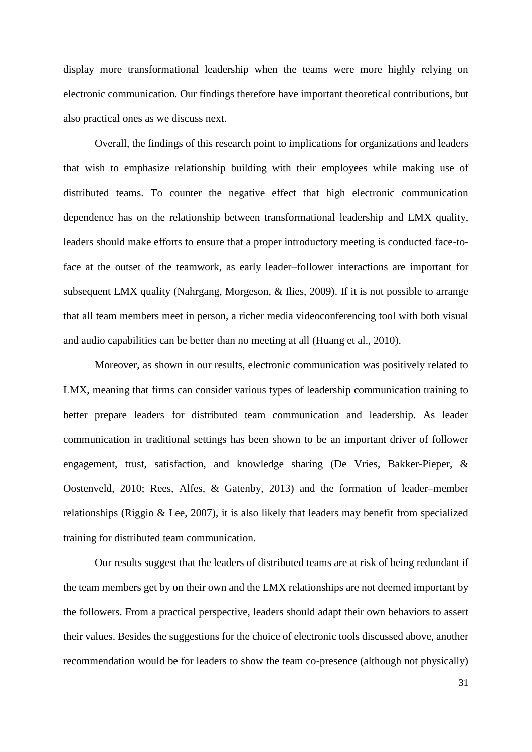display more transformational leadership when the teams were more highly relying on electronic communication. Our findings therefore have important theoretical contributions, but also practical ones as we discuss next.

Overall, the findings of this research point to implications for organizations and leaders that wish to emphasize relationship building with their employees while making use of distributed teams. To counter the negative effect that high electronic communication dependence has on the relationship between transformational leadership and LMX quality, leaders should make efforts to ensure that a proper introductory meeting is conducted face-to-face at the outset of the teamwork, as early leader–follower interactions are important for subsequent LMX quality (Nahrgang, Morgeson, & Ilies, 2009). If it is not possible to arrange that all team members meet in person, a richer media videoconferencing tool with both visual and audio capabilities can be better than no meeting at all (Huang et al., 2010).

Moreover, as shown in our results, electronic communication was positively related to LMX, meaning that firms can consider various types of leadership communication training to better prepare leaders for distributed team communication and leadership. As leader communication in traditional settings has been shown to be an important driver of follower engagement, trust, satisfaction, and knowledge sharing (De Vries, Bakker-Pieper, & Oostenveld, 2010; Rees, Alfes, & Gatenby, 2013) and the formation of leader–member relationships (Riggio & Lee, 2007), it is also likely that leaders may benefit from specialized training for distributed team communication.

Our results suggest that the leaders of distributed teams are at risk of being redundant if the team members get by on their own and the LMX relationships are not deemed important by the followers. From a practical perspective, leaders should adapt their own behaviors to assert their values. Besides the suggestions for the choice of electronic tools discussed above, another recommendation would be for leaders to show the team co-presence (although not physically)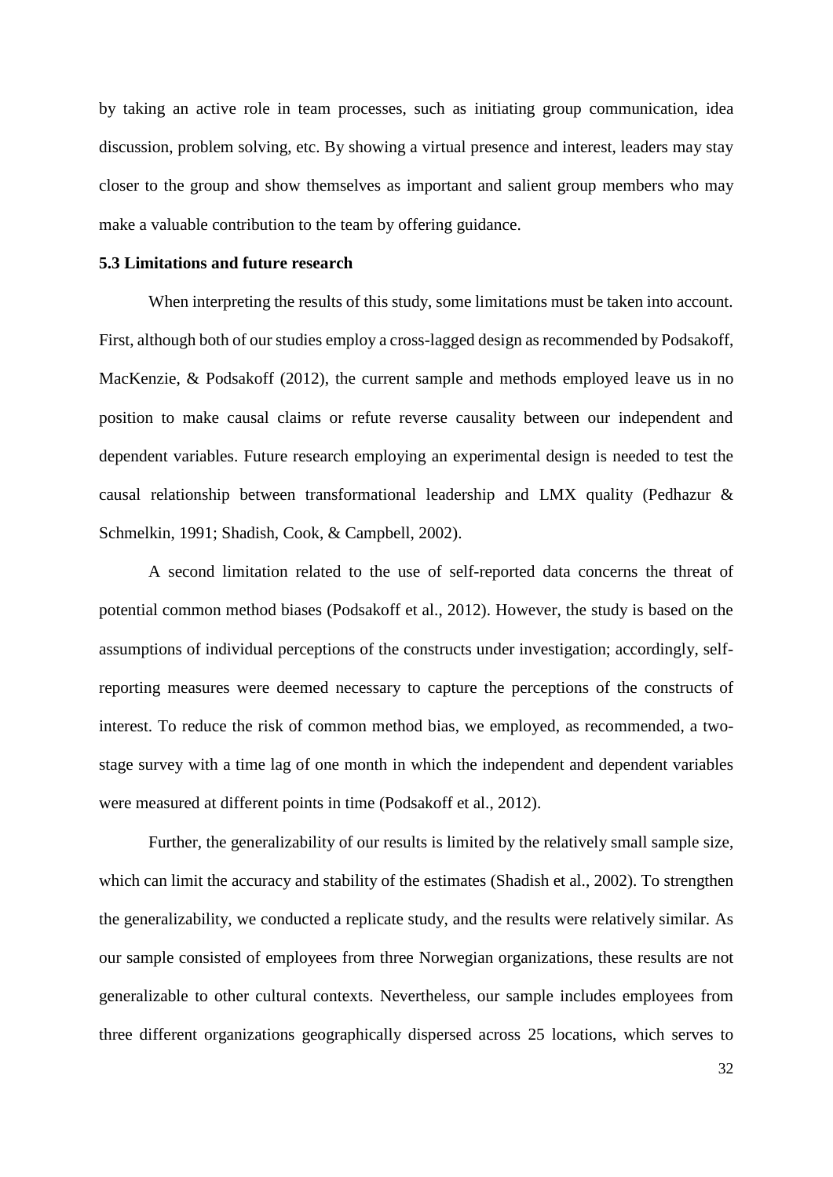by taking an active role in team processes, such as initiating group communication, idea discussion, problem solving, etc. By showing a virtual presence and interest, leaders may stay closer to the group and show themselves as important and salient group members who may make a valuable contribution to the team by offering guidance.

### 5.3 Limitations and future research

When interpreting the results of this study, some limitations must be taken into account. First, although both of our studies employ a cross-lagged design as recommended by Podsakoff, MacKenzie, & Podsakoff (2012), the current sample and methods employed leave us in no position to make causal claims or refute reverse causality between our independent and dependent variables. Future research employing an experimental design is needed to test the causal relationship between transformational leadership and LMX quality (Pedhazur & Schmelkin, 1991; Shadish, Cook, & Campbell, 2002).

A second limitation related to the use of self-reported data concerns the threat of potential common method biases (Podsakoff et al., 2012). However, the study is based on the assumptions of individual perceptions of the constructs under investigation; accordingly, self-reporting measures were deemed necessary to capture the perceptions of the constructs of interest. To reduce the risk of common method bias, we employed, as recommended, a two-stage survey with a time lag of one month in which the independent and dependent variables were measured at different points in time (Podsakoff et al., 2012).

Further, the generalizability of our results is limited by the relatively small sample size, which can limit the accuracy and stability of the estimates (Shadish et al., 2002). To strengthen the generalizability, we conducted a replicate study, and the results were relatively similar. As our sample consisted of employees from three Norwegian organizations, these results are not generalizable to other cultural contexts. Nevertheless, our sample includes employees from three different organizations geographically dispersed across 25 locations, which serves to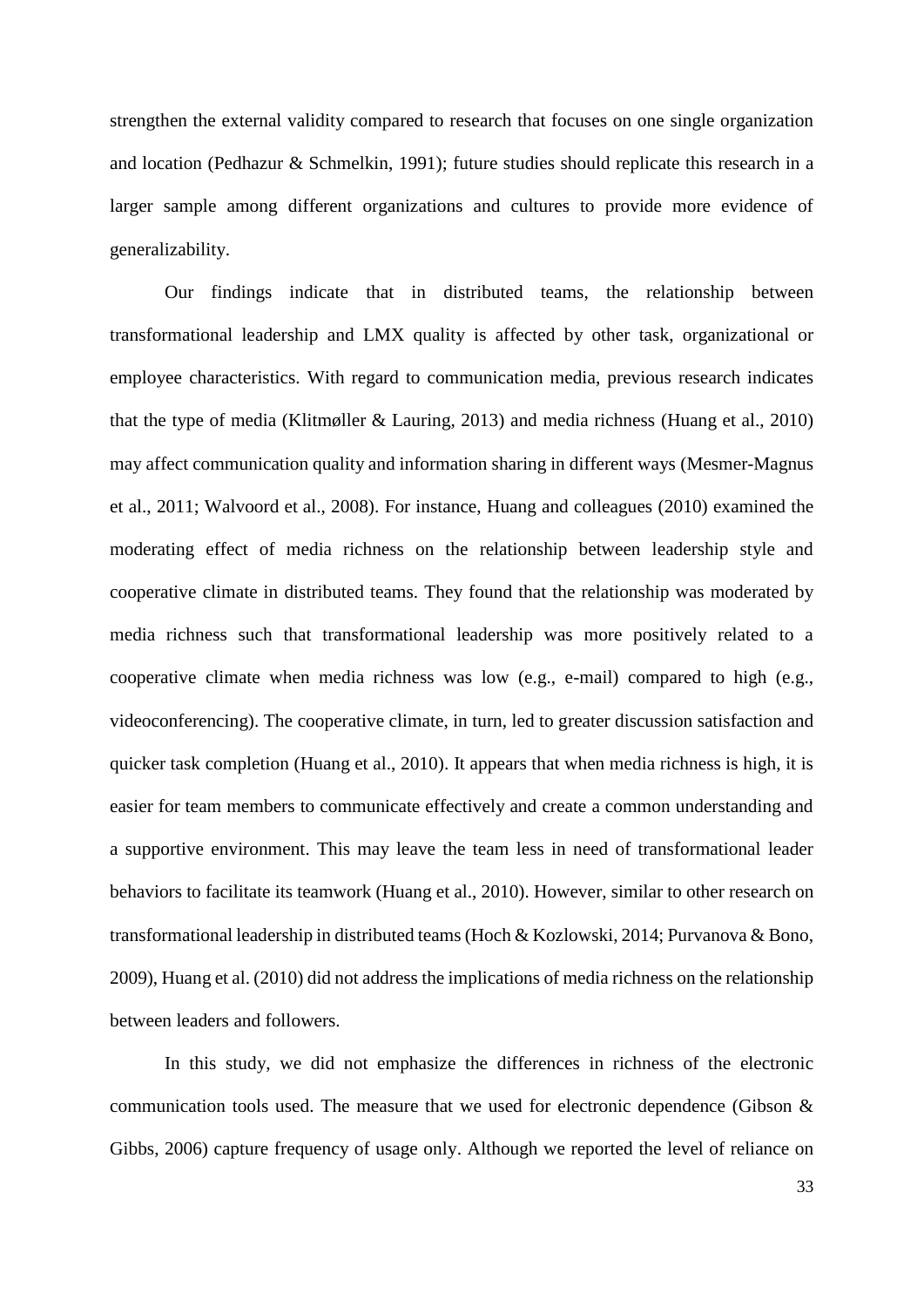strengthen the external validity compared to research that focuses on one single organization and location (Pedhazur & Schmelkin, 1991); future studies should replicate this research in a larger sample among different organizations and cultures to provide more evidence of generalizability.

Our findings indicate that in distributed teams, the relationship between transformational leadership and LMX quality is affected by other task, organizational or employee characteristics. With regard to communication media, previous research indicates that the type of media (Klitmøller & Lauring, 2013) and media richness (Huang et al., 2010) may affect communication quality and information sharing in different ways (Mesmer-Magnus et al., 2011; Walvoord et al., 2008). For instance, Huang and colleagues (2010) examined the moderating effect of media richness on the relationship between leadership style and cooperative climate in distributed teams. They found that the relationship was moderated by media richness such that transformational leadership was more positively related to a cooperative climate when media richness was low (e.g., e-mail) compared to high (e.g., videoconferencing). The cooperative climate, in turn, led to greater discussion satisfaction and quicker task completion (Huang et al., 2010). It appears that when media richness is high, it is easier for team members to communicate effectively and create a common understanding and a supportive environment. This may leave the team less in need of transformational leader behaviors to facilitate its teamwork (Huang et al., 2010). However, similar to other research on transformational leadership in distributed teams (Hoch & Kozlowski, 2014; Purvanova & Bono, 2009), Huang et al. (2010) did not address the implications of media richness on the relationship between leaders and followers.

In this study, we did not emphasize the differences in richness of the electronic communication tools used. The measure that we used for electronic dependence (Gibson & Gibbs, 2006) capture frequency of usage only. Although we reported the level of reliance on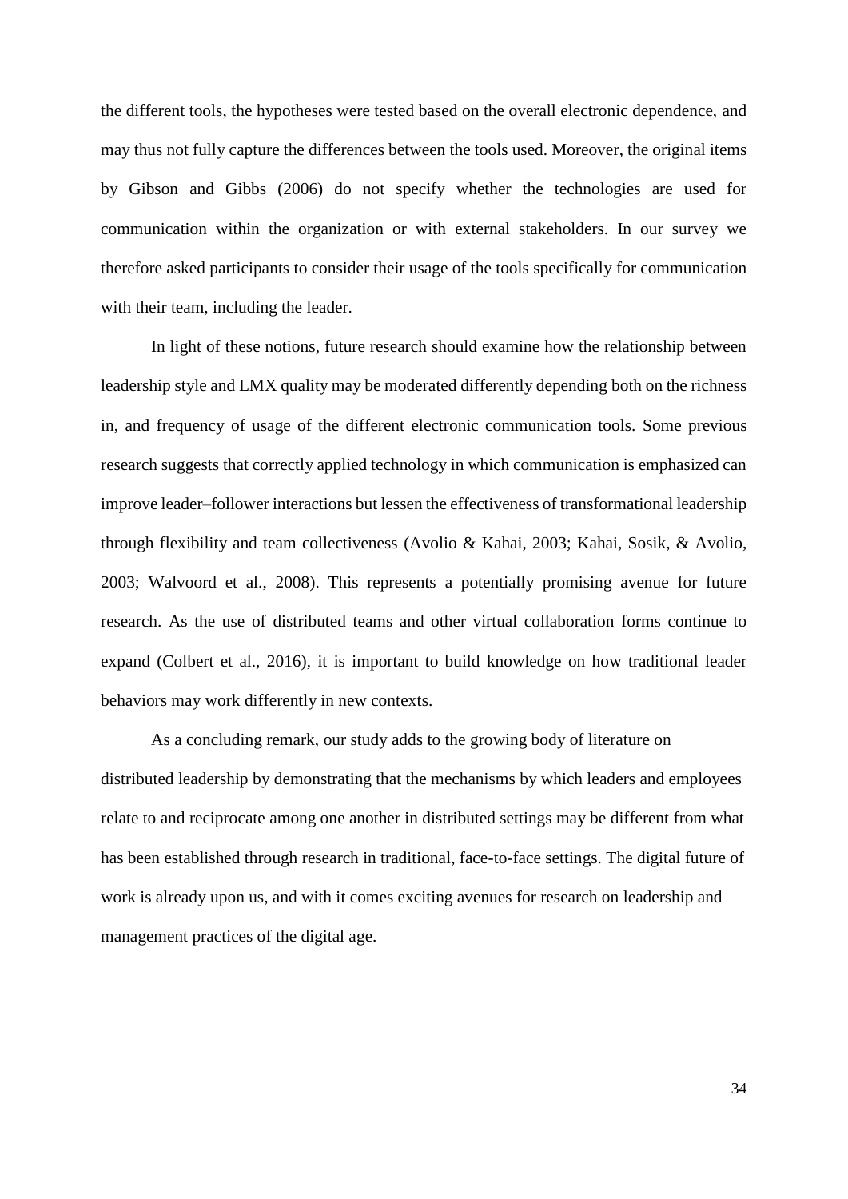the different tools, the hypotheses were tested based on the overall electronic dependence, and may thus not fully capture the differences between the tools used. Moreover, the original items by Gibson and Gibbs (2006) do not specify whether the technologies are used for communication within the organization or with external stakeholders. In our survey we therefore asked participants to consider their usage of the tools specifically for communication with their team, including the leader.

In light of these notions, future research should examine how the relationship between leadership style and LMX quality may be moderated differently depending both on the richness in, and frequency of usage of the different electronic communication tools. Some previous research suggests that correctly applied technology in which communication is emphasized can improve leader–follower interactions but lessen the effectiveness of transformational leadership through flexibility and team collectiveness (Avolio & Kahai, 2003; Kahai, Sosik, & Avolio, 2003; Walvoord et al., 2008). This represents a potentially promising avenue for future research. As the use of distributed teams and other virtual collaboration forms continue to expand (Colbert et al., 2016), it is important to build knowledge on how traditional leader behaviors may work differently in new contexts.

As a concluding remark, our study adds to the growing body of literature on distributed leadership by demonstrating that the mechanisms by which leaders and employees relate to and reciprocate among one another in distributed settings may be different from what has been established through research in traditional, face-to-face settings. The digital future of work is already upon us, and with it comes exciting avenues for research on leadership and management practices of the digital age.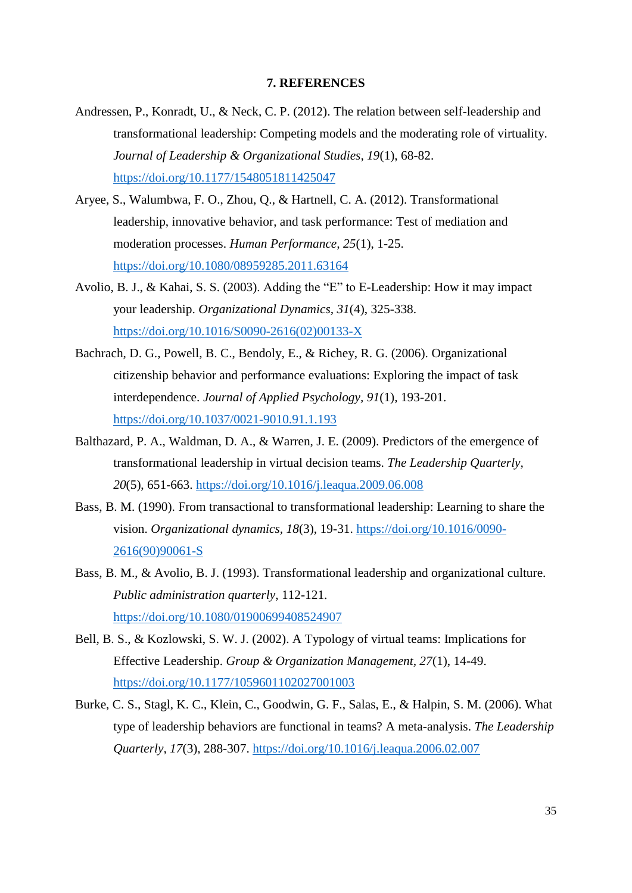## 7. REFERENCES

Andressen, P., Konradt, U., & Neck, C. P. (2012). The relation between self-leadership and transformational leadership: Competing models and the moderating role of virtuality. *Journal of Leadership & Organizational Studies, 19*(1), 68-82. https://doi.org/10.1177/1548051811425047

Aryee, S., Walumbwa, F. O., Zhou, Q., & Hartnell, C. A. (2012). Transformational leadership, innovative behavior, and task performance: Test of mediation and moderation processes. *Human Performance, 25*(1), 1-25. https://doi.org/10.1080/08959285.2011.63164

Avolio, B. J., & Kahai, S. S. (2003). Adding the "E" to E-Leadership: How it may impact your leadership. *Organizational Dynamics, 31*(4), 325-338. https://doi.org/10.1016/S0090-2616(02)00133-X

Bachrach, D. G., Powell, B. C., Bendoly, E., & Richey, R. G. (2006). Organizational citizenship behavior and performance evaluations: Exploring the impact of task interdependence. *Journal of Applied Psychology, 91*(1), 193-201. https://doi.org/10.1037/0021-9010.91.1.193

Balthazard, P. A., Waldman, D. A., & Warren, J. E. (2009). Predictors of the emergence of transformational leadership in virtual decision teams. *The Leadership Quarterly, 20*(5), 651-663. https://doi.org/10.1016/j.leaqua.2009.06.008

Bass, B. M. (1990). From transactional to transformational leadership: Learning to share the vision. *Organizational dynamics, 18*(3), 19-31. https://doi.org/10.1016/0090-2616(90)90061-S

Bass, B. M., & Avolio, B. J. (1993). Transformational leadership and organizational culture. *Public administration quarterly*, 112-121. https://doi.org/10.1080/01900699408524907

Bell, B. S., & Kozlowski, S. W. J. (2002). A Typology of virtual teams: Implications for Effective Leadership. *Group & Organization Management, 27*(1), 14-49. https://doi.org/10.1177/1059601102027001003

Burke, C. S., Stagl, K. C., Klein, C., Goodwin, G. F., Salas, E., & Halpin, S. M. (2006). What type of leadership behaviors are functional in teams? A meta-analysis. *The Leadership Quarterly, 17*(3), 288-307. https://doi.org/10.1016/j.leaqua.2006.02.007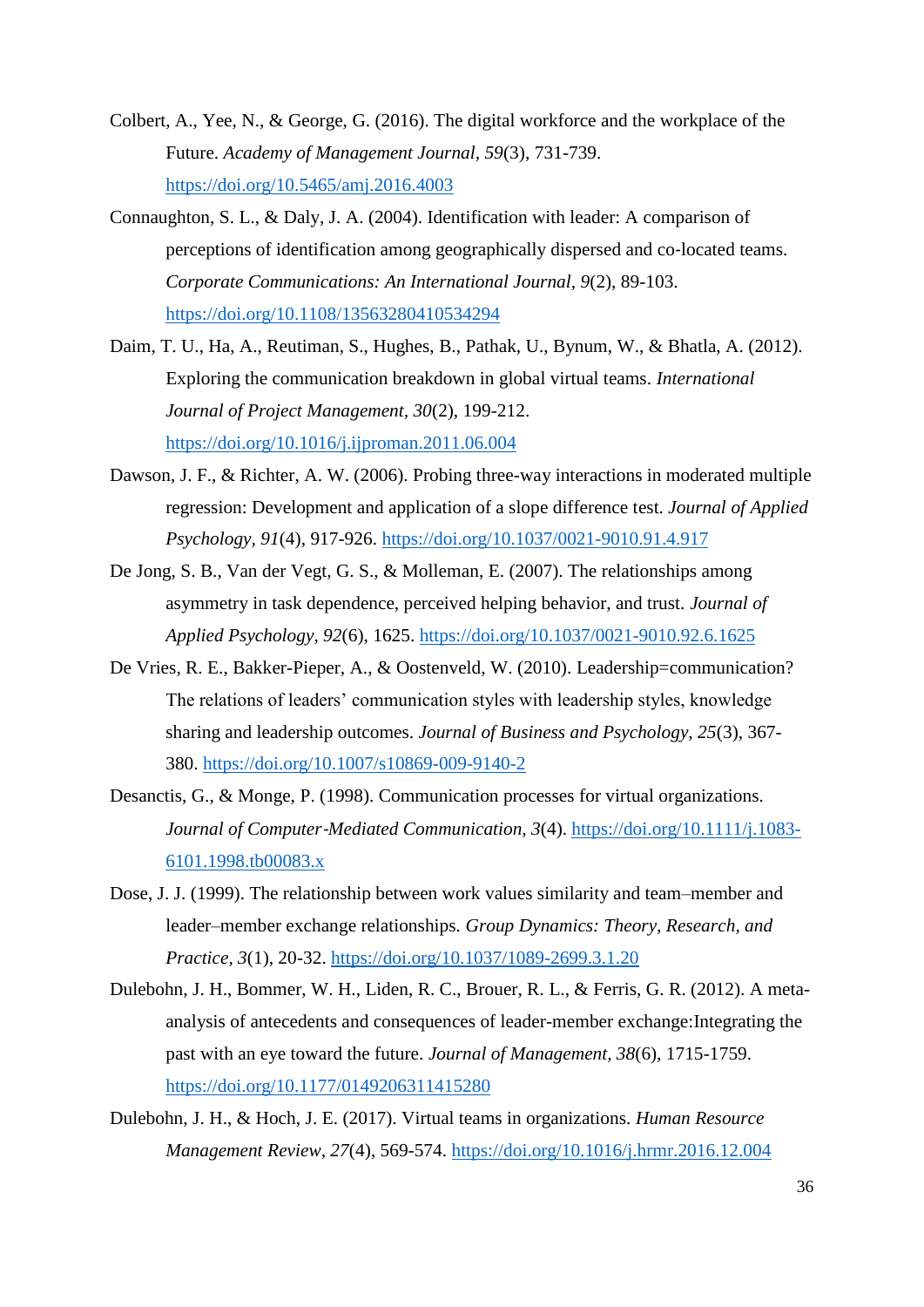Colbert, A., Yee, N., & George, G. (2016). The digital workforce and the workplace of the Future. *Academy of Management Journal, 59*(3), 731-739. https://doi.org/10.5465/amj.2016.4003

Connaughton, S. L., & Daly, J. A. (2004). Identification with leader: A comparison of perceptions of identification among geographically dispersed and co-located teams. *Corporate Communications: An International Journal, 9*(2), 89-103. https://doi.org/10.1108/13563280410534294

Daim, T. U., Ha, A., Reutiman, S., Hughes, B., Pathak, U., Bynum, W., & Bhatla, A. (2012). Exploring the communication breakdown in global virtual teams. *International Journal of Project Management, 30*(2), 199-212. https://doi.org/10.1016/j.ijproman.2011.06.004

Dawson, J. F., & Richter, A. W. (2006). Probing three-way interactions in moderated multiple regression: Development and application of a slope difference test. *Journal of Applied Psychology, 91*(4), 917-926. https://doi.org/10.1037/0021-9010.91.4.917

De Jong, S. B., Van der Vegt, G. S., & Molleman, E. (2007). The relationships among asymmetry in task dependence, perceived helping behavior, and trust. *Journal of Applied Psychology, 92*(6), 1625. https://doi.org/10.1037/0021-9010.92.6.1625

De Vries, R. E., Bakker-Pieper, A., & Oostenveld, W. (2010). Leadership=communication? The relations of leaders' communication styles with leadership styles, knowledge sharing and leadership outcomes. *Journal of Business and Psychology, 25*(3), 367-380. https://doi.org/10.1007/s10869-009-9140-2

Desanctis, G., & Monge, P. (1998). Communication processes for virtual organizations. *Journal of Computer‐Mediated Communication, 3*(4). https://doi.org/10.1111/j.1083-6101.1998.tb00083.x

Dose, J. J. (1999). The relationship between work values similarity and team–member and leader–member exchange relationships. *Group Dynamics: Theory, Research, and Practice, 3*(1), 20-32. https://doi.org/10.1037/1089-2699.3.1.20

Dulebohn, J. H., Bommer, W. H., Liden, R. C., Brouer, R. L., & Ferris, G. R. (2012). A meta-analysis of antecedents and consequences of leader-member exchange:Integrating the past with an eye toward the future. *Journal of Management, 38*(6), 1715-1759. https://doi.org/10.1177/0149206311415280

Dulebohn, J. H., & Hoch, J. E. (2017). Virtual teams in organizations. *Human Resource Management Review, 27*(4), 569-574. https://doi.org/10.1016/j.hrmr.2016.12.004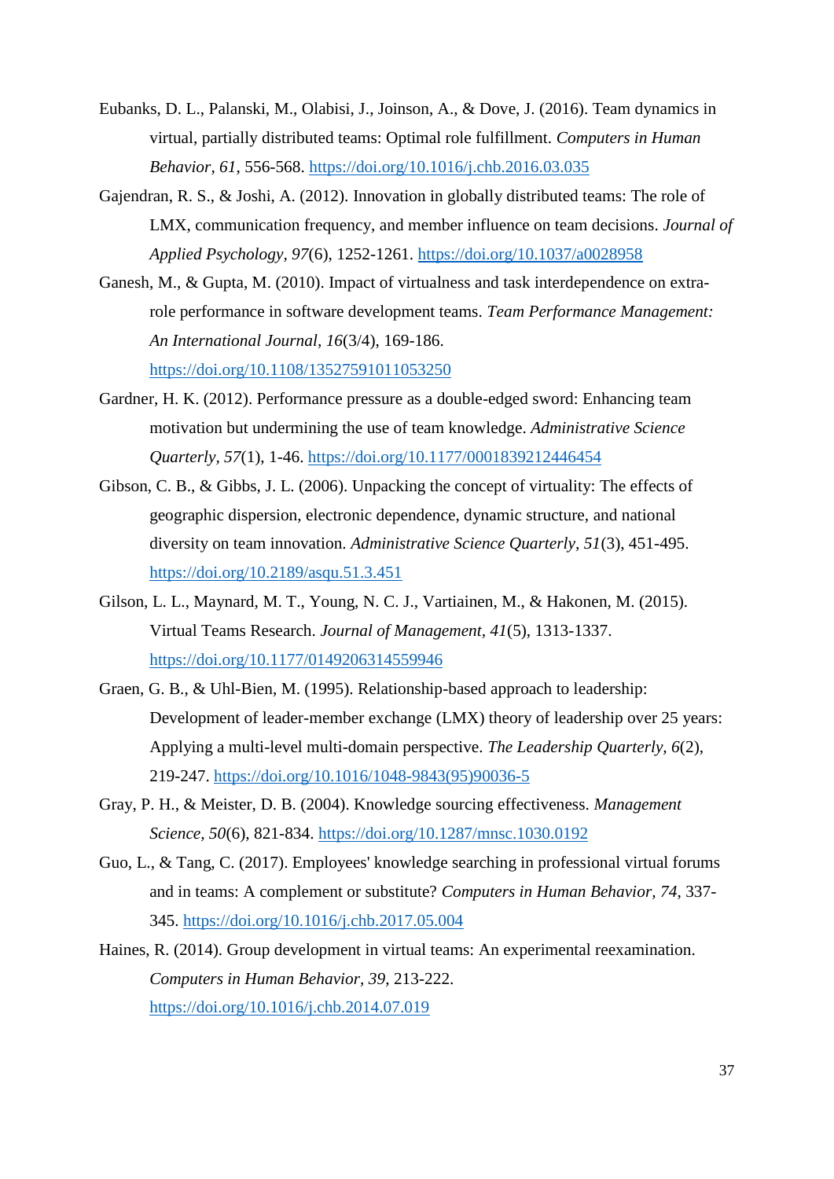Eubanks, D. L., Palanski, M., Olabisi, J., Joinson, A., & Dove, J. (2016). Team dynamics in virtual, partially distributed teams: Optimal role fulfillment. *Computers in Human Behavior, 61*, 556-568. https://doi.org/10.1016/j.chb.2016.03.035

Gajendran, R. S., & Joshi, A. (2012). Innovation in globally distributed teams: The role of LMX, communication frequency, and member influence on team decisions. *Journal of Applied Psychology, 97*(6), 1252-1261. https://doi.org/10.1037/a0028958

Ganesh, M., & Gupta, M. (2010). Impact of virtualness and task interdependence on extra-role performance in software development teams. *Team Performance Management: An International Journal, 16*(3/4), 169-186. https://doi.org/10.1108/13527591011053250

Gardner, H. K. (2012). Performance pressure as a double-edged sword: Enhancing team motivation but undermining the use of team knowledge. *Administrative Science Quarterly, 57*(1), 1-46. https://doi.org/10.1177/0001839212446454

Gibson, C. B., & Gibbs, J. L. (2006). Unpacking the concept of virtuality: The effects of geographic dispersion, electronic dependence, dynamic structure, and national diversity on team innovation. *Administrative Science Quarterly, 51*(3), 451-495. https://doi.org/10.2189/asqu.51.3.451

Gilson, L. L., Maynard, M. T., Young, N. C. J., Vartiainen, M., & Hakonen, M. (2015). Virtual Teams Research. *Journal of Management, 41*(5), 1313-1337. https://doi.org/10.1177/0149206314559946

Graen, G. B., & Uhl-Bien, M. (1995). Relationship-based approach to leadership: Development of leader-member exchange (LMX) theory of leadership over 25 years: Applying a multi-level multi-domain perspective. *The Leadership Quarterly, 6*(2), 219-247. https://doi.org/10.1016/1048-9843(95)90036-5

Gray, P. H., & Meister, D. B. (2004). Knowledge sourcing effectiveness. *Management Science, 50*(6), 821-834. https://doi.org/10.1287/mnsc.1030.0192

Guo, L., & Tang, C. (2017). Employees' knowledge searching in professional virtual forums and in teams: A complement or substitute? *Computers in Human Behavior, 74*, 337-345. https://doi.org/10.1016/j.chb.2017.05.004

Haines, R. (2014). Group development in virtual teams: An experimental reexamination. *Computers in Human Behavior, 39*, 213-222. https://doi.org/10.1016/j.chb.2014.07.019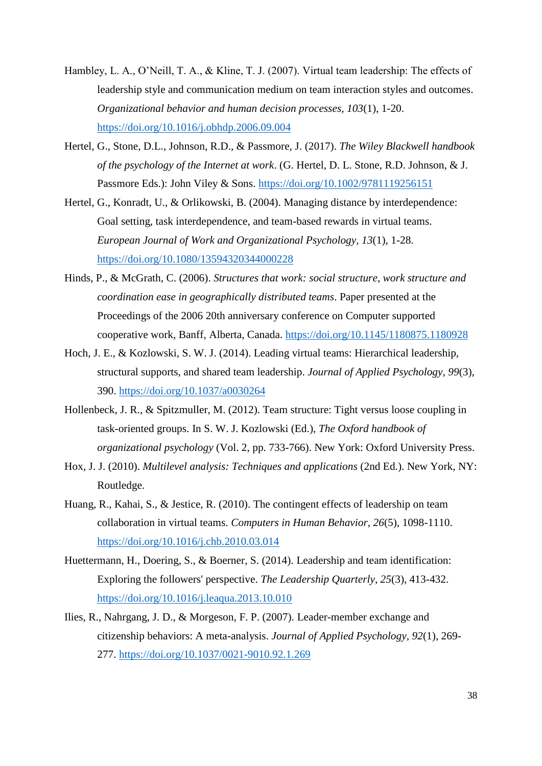Hambley, L. A., O'Neill, T. A., & Kline, T. J. (2007). Virtual team leadership: The effects of leadership style and communication medium on team interaction styles and outcomes. *Organizational behavior and human decision processes, 103*(1), 1-20. https://doi.org/10.1016/j.obhdp.2006.09.004

Hertel, G., Stone, D.L., Johnson, R.D., & Passmore, J. (2017). *The Wiley Blackwell handbook of the psychology of the Internet at work*. (G. Hertel, D. L. Stone, R.D. Johnson, & J. Passmore Eds.): John Viley & Sons. https://doi.org/10.1002/9781119256151

Hertel, G., Konradt, U., & Orlikowski, B. (2004). Managing distance by interdependence: Goal setting, task interdependence, and team-based rewards in virtual teams. *European Journal of Work and Organizational Psychology, 13*(1), 1-28. https://doi.org/10.1080/13594320344000228

Hinds, P., & McGrath, C. (2006). *Structures that work: social structure, work structure and coordination ease in geographically distributed teams*. Paper presented at the Proceedings of the 2006 20th anniversary conference on Computer supported cooperative work, Banff, Alberta, Canada. https://doi.org/10.1145/1180875.1180928

Hoch, J. E., & Kozlowski, S. W. J. (2014). Leading virtual teams: Hierarchical leadership, structural supports, and shared team leadership. *Journal of Applied Psychology, 99*(3), 390. https://doi.org/10.1037/a0030264

Hollenbeck, J. R., & Spitzmuller, M. (2012). Team structure: Tight versus loose coupling in task-oriented groups. In S. W. J. Kozlowski (Ed.), *The Oxford handbook of organizational psychology* (Vol. 2, pp. 733-766). New York: Oxford University Press.

Hox, J. J. (2010). *Multilevel analysis: Techniques and applications* (2nd Ed.). New York, NY: Routledge.

Huang, R., Kahai, S., & Jestice, R. (2010). The contingent effects of leadership on team collaboration in virtual teams. *Computers in Human Behavior, 26*(5), 1098-1110. https://doi.org/10.1016/j.chb.2010.03.014

Huettermann, H., Doering, S., & Boerner, S. (2014). Leadership and team identification: Exploring the followers' perspective. *The Leadership Quarterly, 25*(3), 413-432. https://doi.org/10.1016/j.leaqua.2013.10.010

Ilies, R., Nahrgang, J. D., & Morgeson, F. P. (2007). Leader-member exchange and citizenship behaviors: A meta-analysis. *Journal of Applied Psychology, 92*(1), 269-277. https://doi.org/10.1037/0021-9010.92.1.269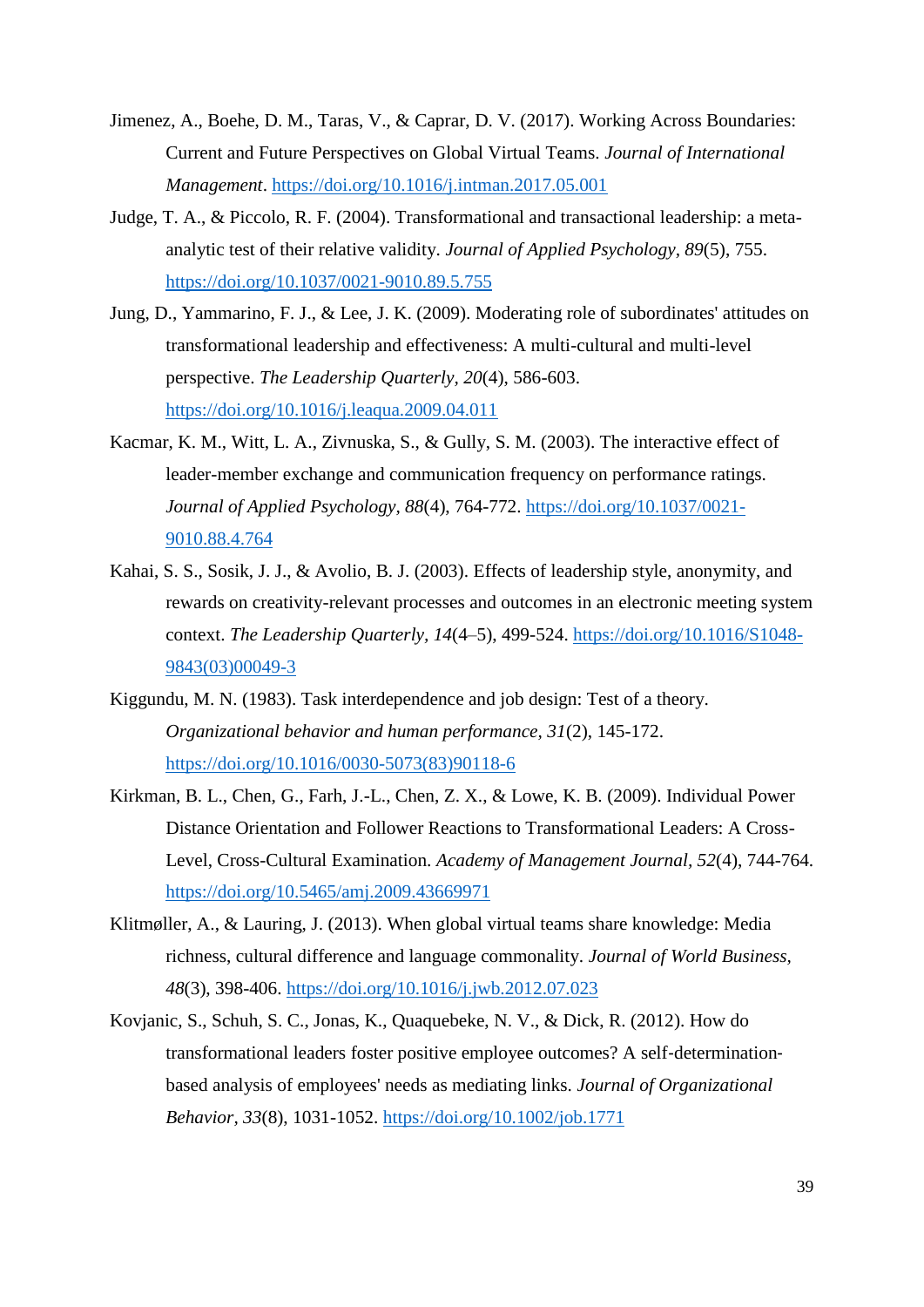Jimenez, A., Boehe, D. M., Taras, V., & Caprar, D. V. (2017). Working Across Boundaries: Current and Future Perspectives on Global Virtual Teams. *Journal of International Management*. https://doi.org/10.1016/j.intman.2017.05.001

Judge, T. A., & Piccolo, R. F. (2004). Transformational and transactional leadership: a meta-analytic test of their relative validity. *Journal of Applied Psychology, 89*(5), 755. https://doi.org/10.1037/0021-9010.89.5.755

Jung, D., Yammarino, F. J., & Lee, J. K. (2009). Moderating role of subordinates' attitudes on transformational leadership and effectiveness: A multi-cultural and multi-level perspective. *The Leadership Quarterly, 20*(4), 586-603. https://doi.org/10.1016/j.leaqua.2009.04.011

Kacmar, K. M., Witt, L. A., Zivnuska, S., & Gully, S. M. (2003). The interactive effect of leader-member exchange and communication frequency on performance ratings. *Journal of Applied Psychology, 88*(4), 764-772. https://doi.org/10.1037/0021-9010.88.4.764

Kahai, S. S., Sosik, J. J., & Avolio, B. J. (2003). Effects of leadership style, anonymity, and rewards on creativity-relevant processes and outcomes in an electronic meeting system context. *The Leadership Quarterly*, *14*(4–5), 499-524. https://doi.org/10.1016/S1048-9843(03)00049-3

Kiggundu, M. N. (1983). Task interdependence and job design: Test of a theory. *Organizational behavior and human performance, 31*(2), 145-172. https://doi.org/10.1016/0030-5073(83)90118-6

Kirkman, B. L., Chen, G., Farh, J.-L., Chen, Z. X., & Lowe, K. B. (2009). Individual Power Distance Orientation and Follower Reactions to Transformational Leaders: A Cross-Level, Cross-Cultural Examination. *Academy of Management Journal, 52*(4), 744-764. https://doi.org/10.5465/amj.2009.43669971

Klitmøller, A., & Lauring, J. (2013). When global virtual teams share knowledge: Media richness, cultural difference and language commonality. *Journal of World Business, 48*(3), 398-406. https://doi.org/10.1016/j.jwb.2012.07.023

Kovjanic, S., Schuh, S. C., Jonas, K., Quaquebeke, N. V., & Dick, R. (2012). How do transformational leaders foster positive employee outcomes? A self-determination-based analysis of employees' needs as mediating links. *Journal of Organizational Behavior, 33*(8), 1031-1052. https://doi.org/10.1002/job.1771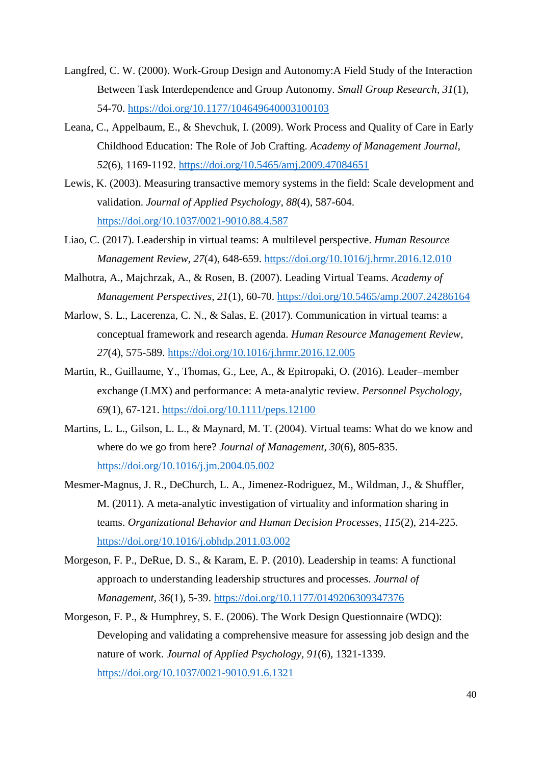Langfred, C. W. (2000). Work-Group Design and Autonomy:A Field Study of the Interaction Between Task Interdependence and Group Autonomy. *Small Group Research, 31*(1), 54-70. https://doi.org/10.1177/104649640003100103

Leana, C., Appelbaum, E., & Shevchuk, I. (2009). Work Process and Quality of Care in Early Childhood Education: The Role of Job Crafting. *Academy of Management Journal*, *52*(6), 1169-1192. https://doi.org/10.5465/amj.2009.47084651

Lewis, K. (2003). Measuring transactive memory systems in the field: Scale development and validation. *Journal of Applied Psychology*, *88*(4), 587-604. https://doi.org/10.1037/0021-9010.88.4.587

Liao, C. (2017). Leadership in virtual teams: A multilevel perspective. *Human Resource Management Review*, *27*(4), 648-659. https://doi.org/10.1016/j.hrmr.2016.12.010

Malhotra, A., Majchrzak, A., & Rosen, B. (2007). Leading Virtual Teams. *Academy of Management Perspectives*, *21*(1), 60-70. https://doi.org/10.5465/amp.2007.24286164

Marlow, S. L., Lacerenza, C. N., & Salas, E. (2017). Communication in virtual teams: a conceptual framework and research agenda. *Human Resource Management Review*, *27*(4), 575-589. https://doi.org/10.1016/j.hrmr.2016.12.005

Martin, R., Guillaume, Y., Thomas, G., Lee, A., & Epitropaki, O. (2016). Leader–member exchange (LMX) and performance: A meta-analytic review. *Personnel Psychology*, *69*(1), 67-121. https://doi.org/10.1111/peps.12100

Martins, L. L., Gilson, L. L., & Maynard, M. T. (2004). Virtual teams: What do we know and where do we go from here? *Journal of Management*, *30*(6), 805-835. https://doi.org/10.1016/j.jm.2004.05.002

Mesmer-Magnus, J. R., DeChurch, L. A., Jimenez-Rodriguez, M., Wildman, J., & Shuffler, M. (2011). A meta-analytic investigation of virtuality and information sharing in teams. *Organizational Behavior and Human Decision Processes*, *115*(2), 214-225. https://doi.org/10.1016/j.obhdp.2011.03.002

Morgeson, F. P., DeRue, D. S., & Karam, E. P. (2010). Leadership in teams: A functional approach to understanding leadership structures and processes. *Journal of Management*, *36*(1), 5-39. https://doi.org/10.1177/0149206309347376

Morgeson, F. P., & Humphrey, S. E. (2006). The Work Design Questionnaire (WDQ): Developing and validating a comprehensive measure for assessing job design and the nature of work. *Journal of Applied Psychology*, *91*(6), 1321-1339. https://doi.org/10.1037/0021-9010.91.6.1321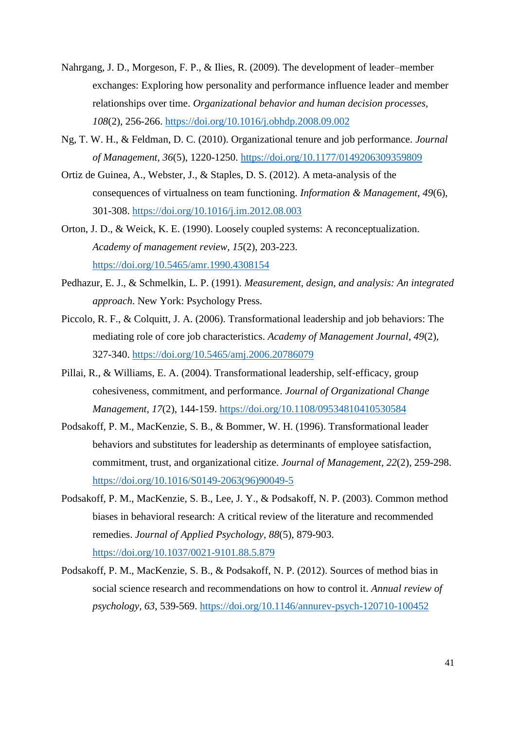Nahrgang, J. D., Morgeson, F. P., & Ilies, R. (2009). The development of leader–member exchanges: Exploring how personality and performance influence leader and member relationships over time. *Organizational behavior and human decision processes, 108*(2), 256-266. https://doi.org/10.1016/j.obhdp.2008.09.002

Ng, T. W. H., & Feldman, D. C. (2010). Organizational tenure and job performance. *Journal of Management, 36*(5), 1220-1250. https://doi.org/10.1177/0149206309359809

Ortiz de Guinea, A., Webster, J., & Staples, D. S. (2012). A meta-analysis of the consequences of virtualness on team functioning. *Information & Management, 49*(6), 301-308. https://doi.org/10.1016/j.im.2012.08.003

Orton, J. D., & Weick, K. E. (1990). Loosely coupled systems: A reconceptualization. *Academy of management review, 15*(2), 203-223. https://doi.org/10.5465/amr.1990.4308154

Pedhazur, E. J., & Schmelkin, L. P. (1991). *Measurement, design, and analysis: An integrated approach*. New York: Psychology Press.

Piccolo, R. F., & Colquitt, J. A. (2006). Transformational leadership and job behaviors: The mediating role of core job characteristics. *Academy of Management Journal, 49*(2), 327-340. https://doi.org/10.5465/amj.2006.20786079

Pillai, R., & Williams, E. A. (2004). Transformational leadership, self-efficacy, group cohesiveness, commitment, and performance. *Journal of Organizational Change Management, 17*(2), 144-159. https://doi.org/10.1108/09534810410530584

Podsakoff, P. M., MacKenzie, S. B., & Bommer, W. H. (1996). Transformational leader behaviors and substitutes for leadership as determinants of employee satisfaction, commitment, trust, and organizational citize. *Journal of Management, 22*(2), 259-298. https://doi.org/10.1016/S0149-2063(96)90049-5

Podsakoff, P. M., MacKenzie, S. B., Lee, J. Y., & Podsakoff, N. P. (2003). Common method biases in behavioral research: A critical review of the literature and recommended remedies. *Journal of Applied Psychology, 88*(5), 879-903. https://doi.org/10.1037/0021-9101.88.5.879

Podsakoff, P. M., MacKenzie, S. B., & Podsakoff, N. P. (2012). Sources of method bias in social science research and recommendations on how to control it. *Annual review of psychology, 63*, 539-569. https://doi.org/10.1146/annurev-psych-120710-100452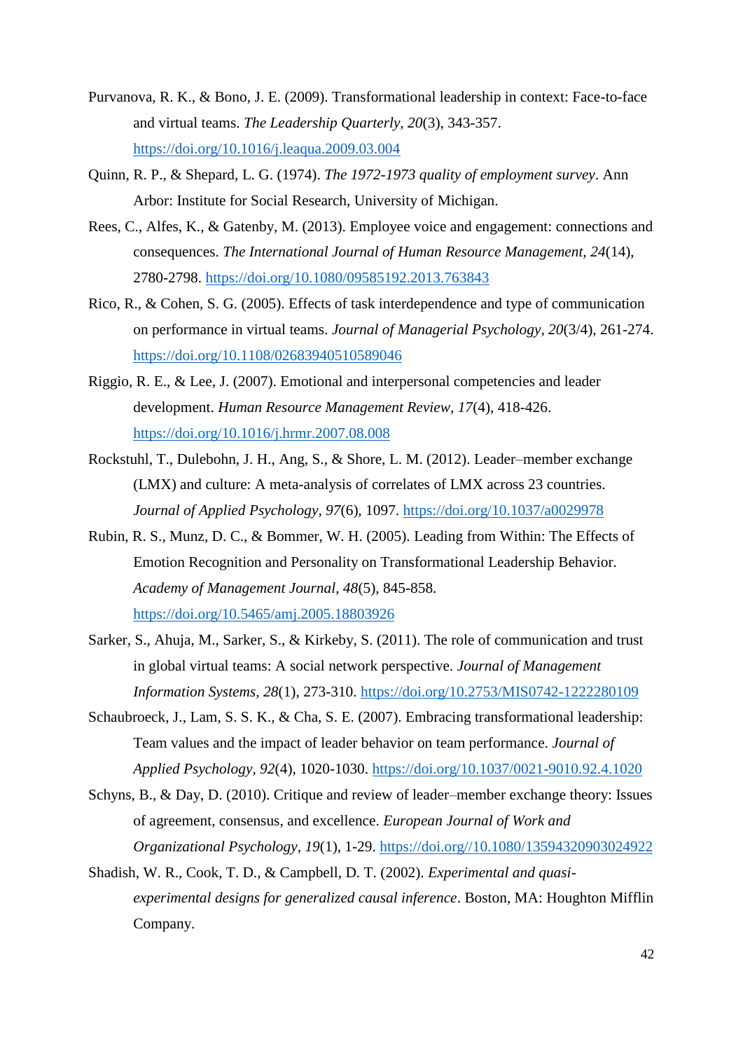Purvanova, R. K., & Bono, J. E. (2009). Transformational leadership in context: Face-to-face and virtual teams. *The Leadership Quarterly, 20*(3), 343-357. https://doi.org/10.1016/j.leaqua.2009.03.004

Quinn, R. P., & Shepard, L. G. (1974). *The 1972-1973 quality of employment survey*. Ann Arbor: Institute for Social Research, University of Michigan.

Rees, C., Alfes, K., & Gatenby, M. (2013). Employee voice and engagement: connections and consequences. *The International Journal of Human Resource Management, 24*(14), 2780-2798. https://doi.org/10.1080/09585192.2013.763843

Rico, R., & Cohen, S. G. (2005). Effects of task interdependence and type of communication on performance in virtual teams. *Journal of Managerial Psychology, 20*(3/4), 261-274. https://doi.org/10.1108/02683940510589046

Riggio, R. E., & Lee, J. (2007). Emotional and interpersonal competencies and leader development. *Human Resource Management Review, 17*(4), 418-426. https://doi.org/10.1016/j.hrmr.2007.08.008

Rockstuhl, T., Dulebohn, J. H., Ang, S., & Shore, L. M. (2012). Leader–member exchange (LMX) and culture: A meta-analysis of correlates of LMX across 23 countries. *Journal of Applied Psychology, 97*(6), 1097. https://doi.org/10.1037/a0029978

Rubin, R. S., Munz, D. C., & Bommer, W. H. (2005). Leading from Within: The Effects of Emotion Recognition and Personality on Transformational Leadership Behavior. *Academy of Management Journal, 48*(5), 845-858. https://doi.org/10.5465/amj.2005.18803926

Sarker, S., Ahuja, M., Sarker, S., & Kirkeby, S. (2011). The role of communication and trust in global virtual teams: A social network perspective. *Journal of Management Information Systems, 28*(1), 273-310. https://doi.org/10.2753/MIS0742-1222280109

Schaubroeck, J., Lam, S. S. K., & Cha, S. E. (2007). Embracing transformational leadership: Team values and the impact of leader behavior on team performance. *Journal of Applied Psychology, 92*(4), 1020-1030. https://doi.org/10.1037/0021-9010.92.4.1020

Schyns, B., & Day, D. (2010). Critique and review of leader–member exchange theory: Issues of agreement, consensus, and excellence. *European Journal of Work and Organizational Psychology, 19*(1), 1-29. https://doi.org//10.1080/13594320903024922

Shadish, W. R., Cook, T. D., & Campbell, D. T. (2002). *Experimental and quasi-experimental designs for generalized causal inference*. Boston, MA: Houghton Mifflin Company.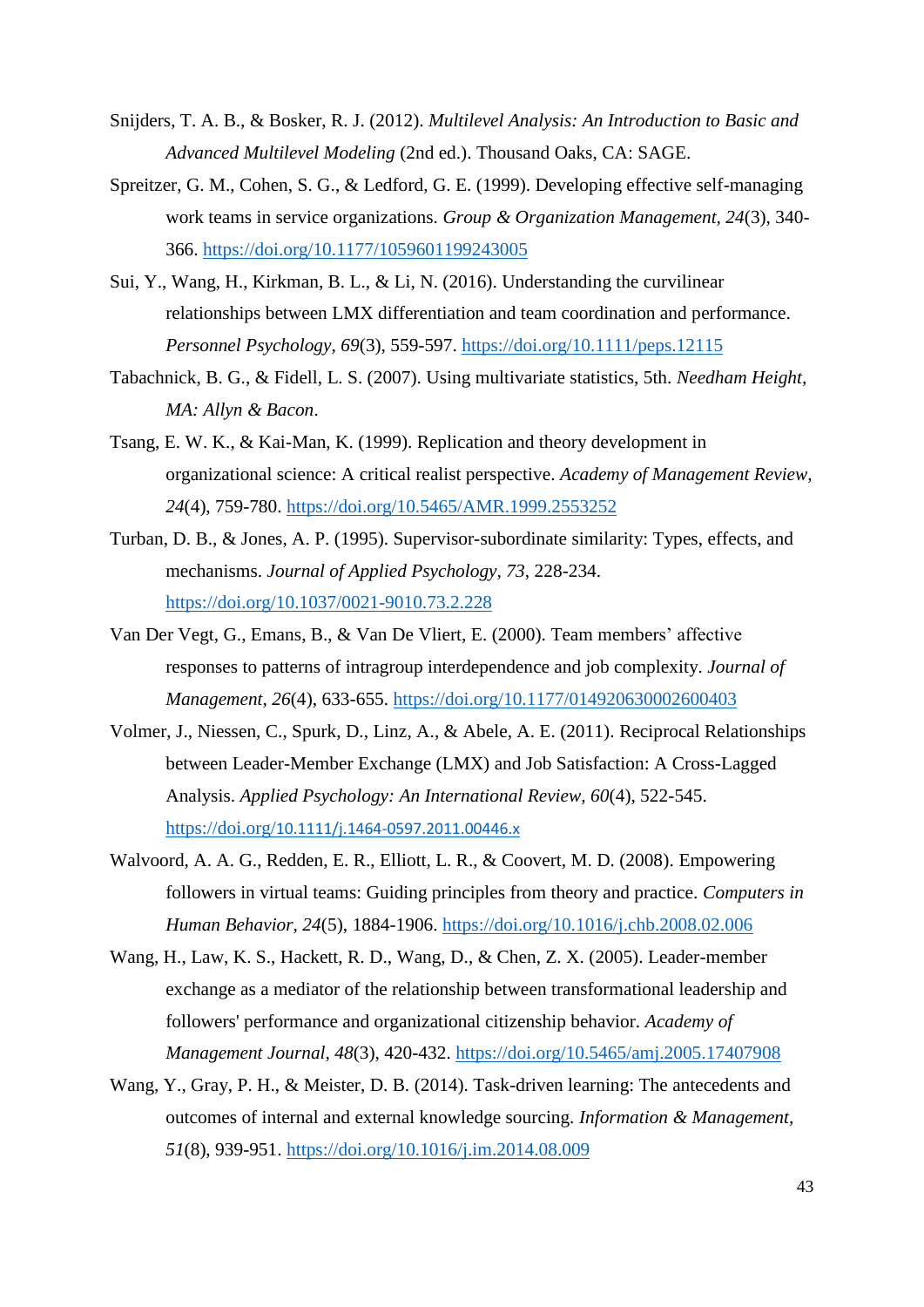Snijders, T. A. B., & Bosker, R. J. (2012). *Multilevel Analysis: An Introduction to Basic and Advanced Multilevel Modeling* (2nd ed.). Thousand Oaks, CA: SAGE.

Spreitzer, G. M., Cohen, S. G., & Ledford, G. E. (1999). Developing effective self-managing work teams in service organizations. *Group & Organization Management*, *24*(3), 340-366. https://doi.org/10.1177/1059601199243005

Sui, Y., Wang, H., Kirkman, B. L., & Li, N. (2016). Understanding the curvilinear relationships between LMX differentiation and team coordination and performance. *Personnel Psychology*, *69*(3), 559-597. https://doi.org/10.1111/peps.12115

Tabachnick, B. G., & Fidell, L. S. (2007). Using multivariate statistics, 5th. *Needham Height, MA: Allyn & Bacon*.

Tsang, E. W. K., & Kai-Man, K. (1999). Replication and theory development in organizational science: A critical realist perspective. *Academy of Management Review*, *24*(4), 759-780. https://doi.org/10.5465/AMR.1999.2553252

Turban, D. B., & Jones, A. P. (1995). Supervisor-subordinate similarity: Types, effects, and mechanisms. *Journal of Applied Psychology*, *73*, 228-234. https://doi.org/10.1037/0021-9010.73.2.228

Van Der Vegt, G., Emans, B., & Van De Vliert, E. (2000). Team members' affective responses to patterns of intragroup interdependence and job complexity. *Journal of Management*, *26*(4), 633-655. https://doi.org/10.1177/014920630002600403

Volmer, J., Niessen, C., Spurk, D., Linz, A., & Abele, A. E. (2011). Reciprocal Relationships between Leader-Member Exchange (LMX) and Job Satisfaction: A Cross-Lagged Analysis. *Applied Psychology: An International Review*, *60*(4), 522-545. https://doi.org/10.1111/j.1464-0597.2011.00446.x

Walvoord, A. A. G., Redden, E. R., Elliott, L. R., & Coovert, M. D. (2008). Empowering followers in virtual teams: Guiding principles from theory and practice. *Computers in Human Behavior*, *24*(5), 1884-1906. https://doi.org/10.1016/j.chb.2008.02.006

Wang, H., Law, K. S., Hackett, R. D., Wang, D., & Chen, Z. X. (2005). Leader-member exchange as a mediator of the relationship between transformational leadership and followers' performance and organizational citizenship behavior. *Academy of Management Journal*, *48*(3), 420-432. https://doi.org/10.5465/amj.2005.17407908

Wang, Y., Gray, P. H., & Meister, D. B. (2014). Task-driven learning: The antecedents and outcomes of internal and external knowledge sourcing. *Information & Management*, *51*(8), 939-951. https://doi.org/10.1016/j.im.2014.08.009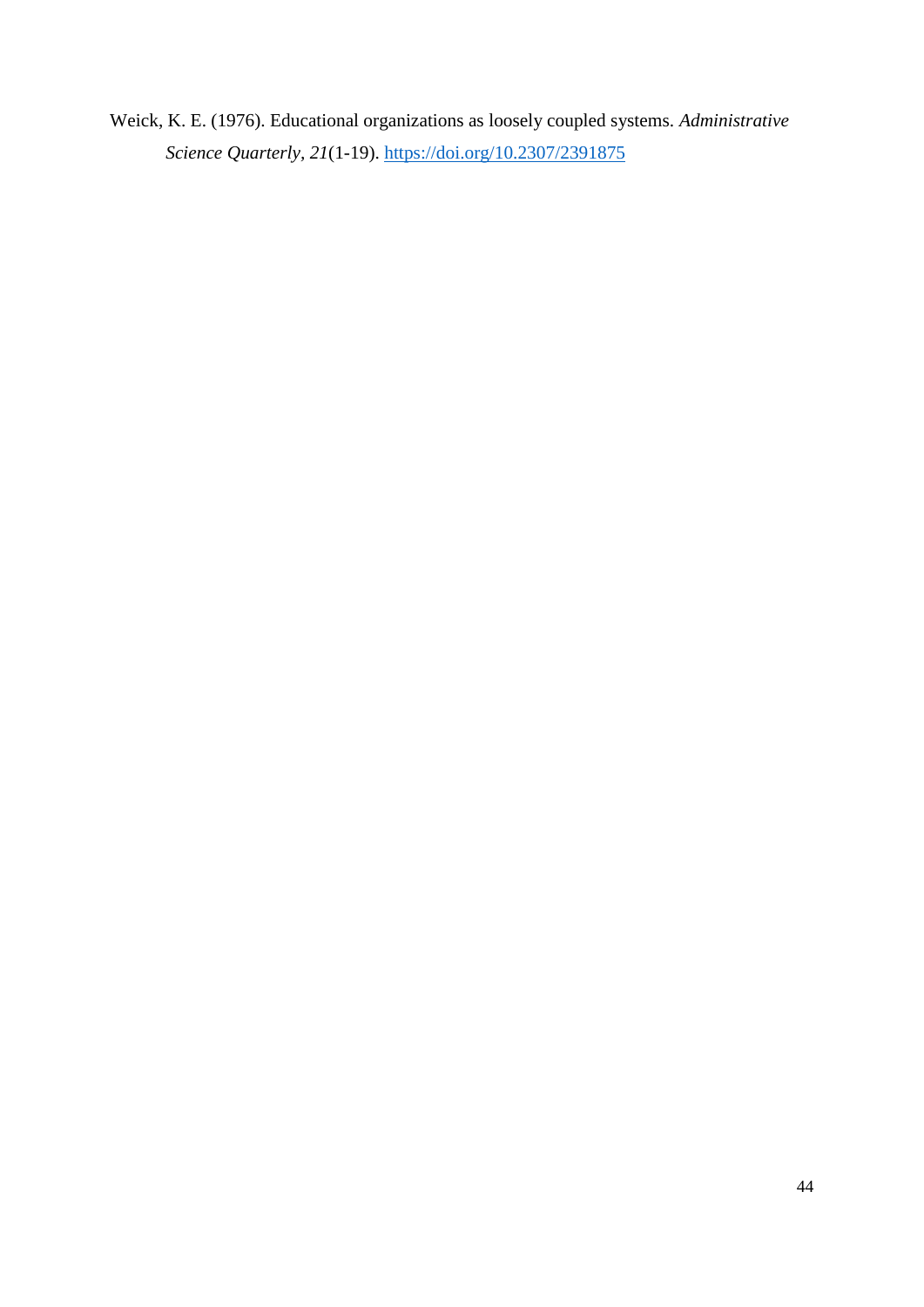Weick, K. E. (1976). Educational organizations as loosely coupled systems. *Administrative Science Quarterly*, *21*(1-19). https://doi.org/10.2307/2391875